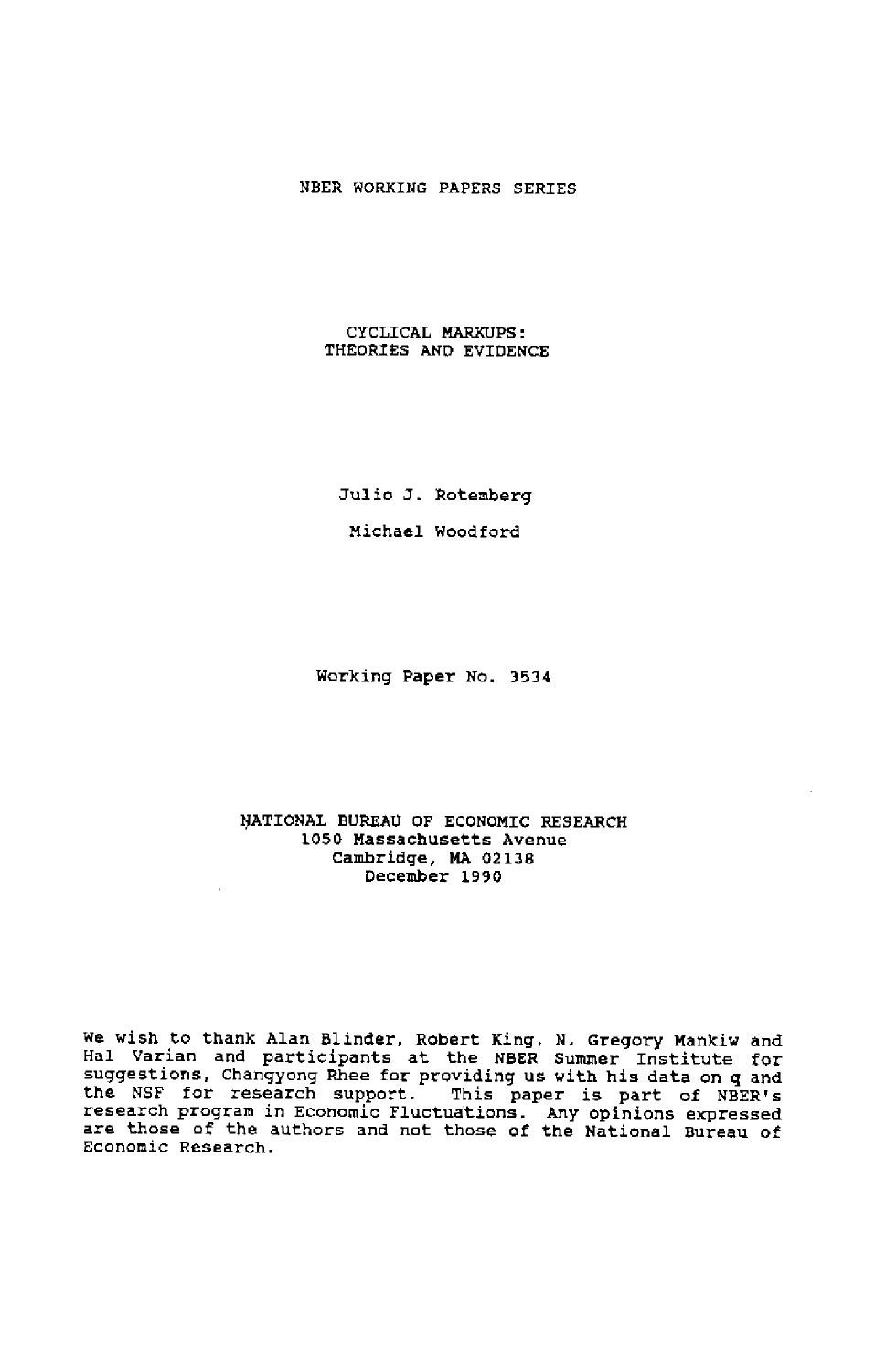NBER WORKING PAPERS SERIES

# CYCLICAL MARKUPS: THEORIES AND EVIDENCE

Julio J. Rotemberg

Michael Woodford

Working Paper No. 3534

NATIONAL BUREAU OF ECONOMIC RESEARCH
1050 Massachusetts Avenue
Cambridge, MA 02138
December 1990

We wish to thank Alan Blinder, Robert King, N. Gregory Mankiw and Hal Varian and participants at the NBER Summer Institute for suggestions, Changyong Rhee for providing us with his data on q and the NSF for research support. This paper is part of NBER's research program in Economic Fluctuations. Any opinions expressed are those of the authors and not those of the National Bureau of Economic Research.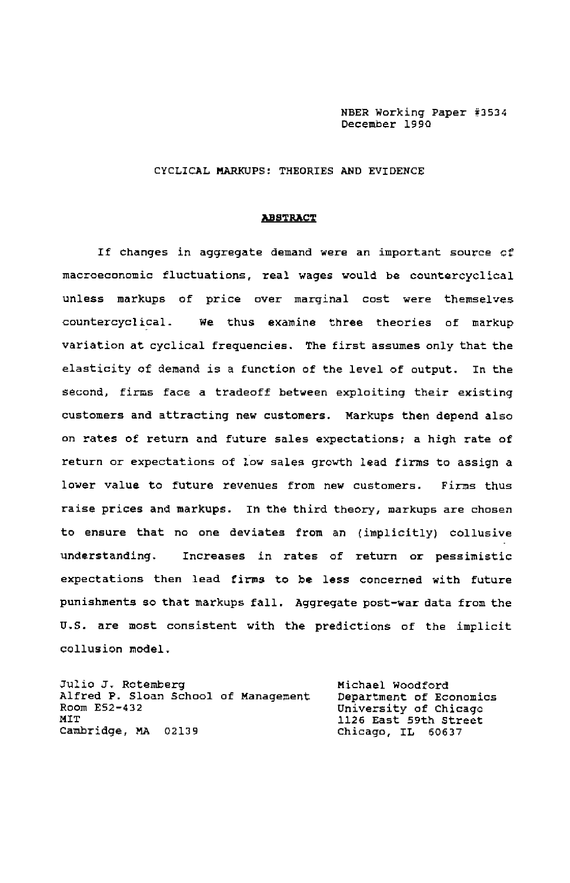NBER Working Paper #3534
December 1990

CYCLICAL MARKUPS: THEORIES AND EVIDENCE

## ABSTRACT

If changes in aggregate demand were an important source of macroeconomic fluctuations, real wages would be countercyclical unless markups of price over marginal cost were themselves countercyclical. We thus examine three theories of markup variation at cyclical frequencies. The first assumes only that the elasticity of demand is a function of the level of output. In the second, firms face a tradeoff between exploiting their existing customers and attracting new customers. Markups then depend also on rates of return and future sales expectations; a high rate of return or expectations of low sales growth lead firms to assign a lower value to future revenues from new customers. Firms thus raise prices and markups. In the third theory, markups are chosen to ensure that no one deviates from an (implicitly) collusive understanding. Increases in rates of return or pessimistic expectations then lead firms to be less concerned with future punishments so that markups fall. Aggregate post-war data from the U.S. are most consistent with the predictions of the implicit collusion model.

Julio J. Rotemberg
Alfred P. Sloan School of Management
Room E52-432
MIT
Cambridge, MA 02139

Michael Woodford
Department of Economics
University of Chicago
1126 East 59th Street
Chicago, IL 60637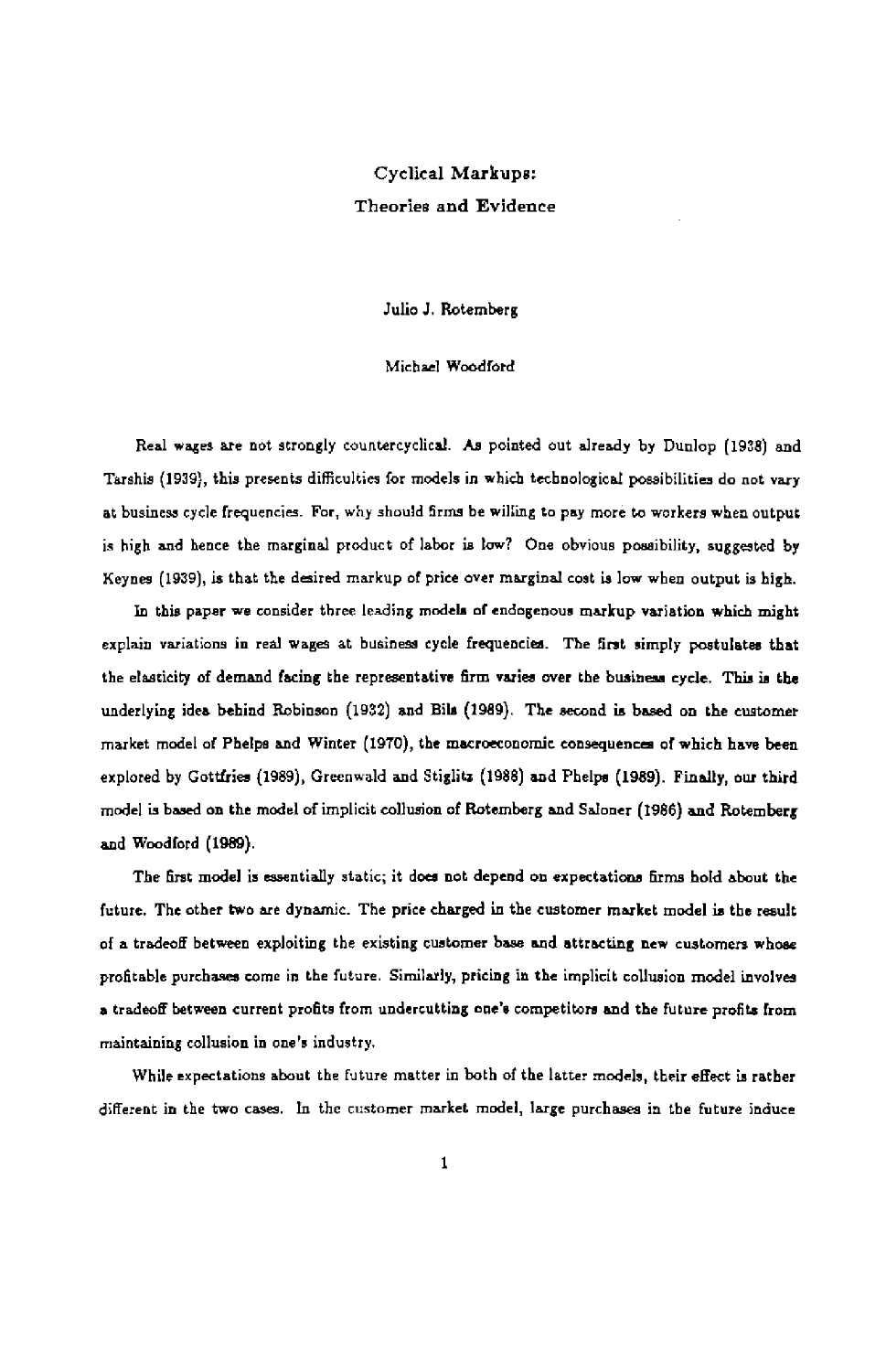# Cyclical Markups:

## Theories and Evidence

Julio J. Rotemberg

Michael Woodford

Real wages are not strongly countercyclical. As pointed out already by Dunlop (1938) and Tarshis (1939), this presents difficulties for models in which technological possibilities do not vary at business cycle frequencies. For, why should firms be willing to pay more to workers when output is high and hence the marginal product of labor is low? One obvious possibility, suggested by Keynes (1939), is that the desired markup of price over marginal cost is low when output is high.

In this paper we consider three leading models of endogenous markup variation which might explain variations in real wages at business cycle frequencies. The first simply postulates that the elasticity of demand facing the representative firm varies over the business cycle. This is the underlying idea behind Robinson (1932) and Bils (1989). The second is based on the customer market model of Phelps and Winter (1970), the macroeconomic consequences of which have been explored by Gottfries (1989), Greenwald and Stiglitz (1988) and Phelps (1989). Finally, our third model is based on the model of implicit collusion of Rotemberg and Saloner (1986) and Rotemberg and Woodford (1989).

The first model is essentially static; it does not depend on expectations firms hold about the future. The other two are dynamic. The price charged in the customer market model is the result of a tradeoff between exploiting the existing customer base and attracting new customers whose profitable purchases come in the future. Similarly, pricing in the implicit collusion model involves a tradeoff between current profits from undercutting one's competitors and the future profits from maintaining collusion in one's industry.

While expectations about the future matter in both of the latter models, their effect is rather different in the two cases. In the customer market model, large purchases in the future induce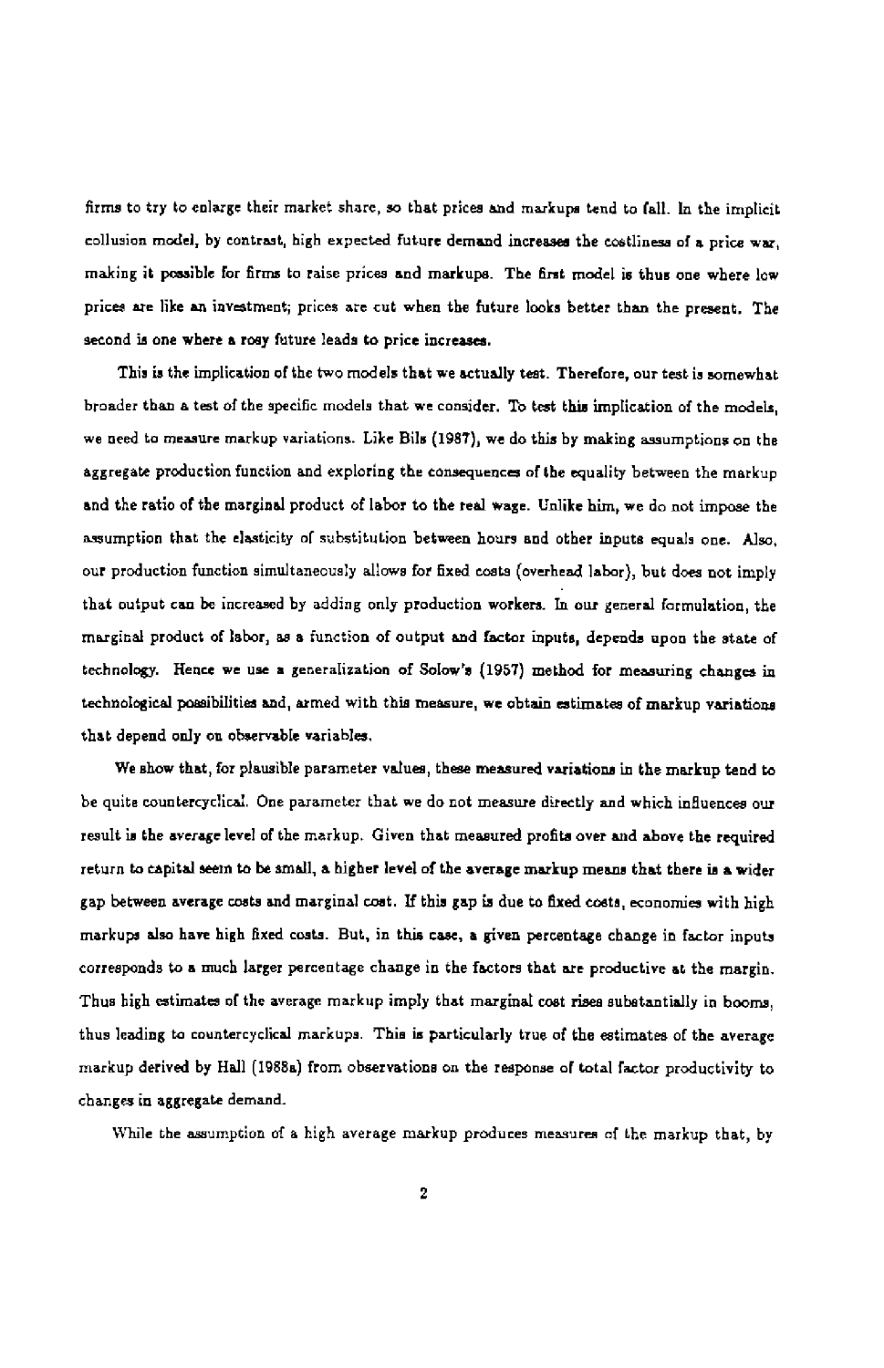firms to try to enlarge their market share, so that prices and markups tend to fall. In the implicit collusion model, by contrast, high expected future demand increases the costliness of a price war, making it possible for firms to raise prices and markups. The first model is thus one where low prices are like an investment; prices are cut when the future looks better than the present. The second is one where a rosy future leads to price increases.

This is the implication of the two models that we actually test. Therefore, our test is somewhat broader than a test of the specific models that we consider. To test this implication of the models, we need to measure markup variations. Like Bils (1987), we do this by making assumptions on the aggregate production function and exploring the consequences of the equality between the markup and the ratio of the marginal product of labor to the real wage. Unlike him, we do not impose the assumption that the elasticity of substitution between hours and other inputs equals one. Also, our production function simultaneously allows for fixed costs (overhead labor), but does not imply that output can be increased by adding only production workers. In our general formulation, the marginal product of labor, as a function of output and factor inputs, depends upon the state of technology. Hence we use a generalization of Solow's (1957) method for measuring changes in technological possibilities and, armed with this measure, we obtain estimates of markup variations that depend only on observable variables.

We show that, for plausible parameter values, these measured variations in the markup tend to be quite countercyclical. One parameter that we do not measure directly and which influences our result is the average level of the markup. Given that measured profits over and above the required return to capital seem to be small, a higher level of the average markup means that there is a wider gap between average costs and marginal cost. If this gap is due to fixed costs, economies with high markups also have high fixed costs. But, in this case, a given percentage change in factor inputs corresponds to a much larger percentage change in the factors that are productive at the margin. Thus high estimates of the average markup imply that marginal cost rises substantially in booms, thus leading to countercyclical markups. This is particularly true of the estimates of the average markup derived by Hall (1988a) from observations on the response of total factor productivity to changes in aggregate demand.

While the assumption of a high average markup produces measures of the markup that, by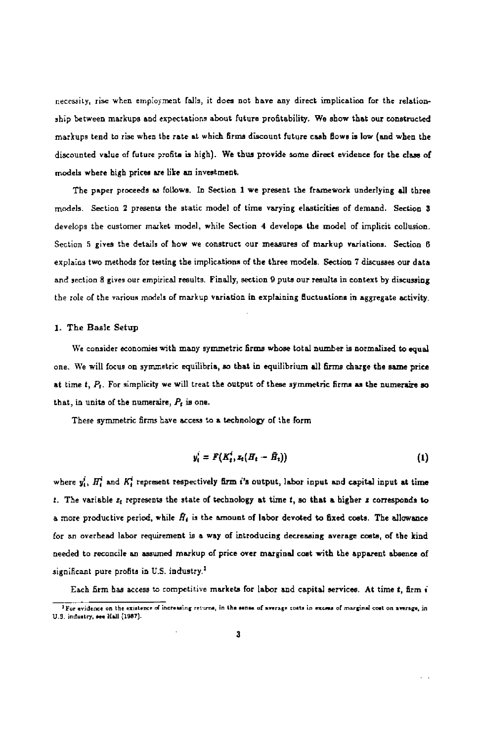necessity, rise when employment falls, it does not have any direct implication for the relationship between markups and expectations about future profitability. We show that our constructed markups tend to rise when the rate at which firms discount future cash flows is low (and when the discounted value of future profits is high). We thus provide some direct evidence for the class of models where high prices are like an investment.

The paper proceeds as follows. In Section 1 we present the framework underlying all three models. Section 2 presents the static model of time varying elasticities of demand. Section 3 develops the customer market model, while Section 4 develops the model of implicit collusion. Section 5 gives the details of how we construct our measures of markup variations. Section 6 explains two methods for testing the implications of the three models. Section 7 discusses our data and section 8 gives our empirical results. Finally, section 9 puts our results in context by discussing the role of the various models of markup variation in explaining fluctuations in aggregate activity.

## 1. The Basic Setup

We consider economies with many symmetric firms whose total number is normalized to equal one. We will focus on symmetric equilibria, so that in equilibrium all firms charge the same price at time $t$, $P_t$. For simplicity we will treat the output of these symmetric firms as the numeraire so that, in units of the numeraire, $P_t$ is one.

These symmetric firms have access to a technology of the form

$$y_t^i = F(K_t^i, z_t(H_t - \bar{H}_t)) \tag{1}$$

where $y_t^i$, $H_t^i$ and $K_t^i$ represent respectively firm $i$'s output, labor input and capital input at time $t$. The variable $z_t$ represents the state of technology at time $t$, so that a higher $z$ corresponds to a more productive period, while $\bar{H}_t$ is the amount of labor devoted to fixed costs. The allowance for an overhead labor requirement is a way of introducing decreasing average costs, of the kind needed to reconcile an assumed markup of price over marginal cost with the apparent absence of significant pure profits in U.S. industry.[1]

Each firm has access to competitive markets for labor and capital services. At time $t$, firm $i$

[1] For evidence on the existence of increasing returns, in the sense of average costs in excess of marginal cost on average, in U.S. industry, see Hall (1987).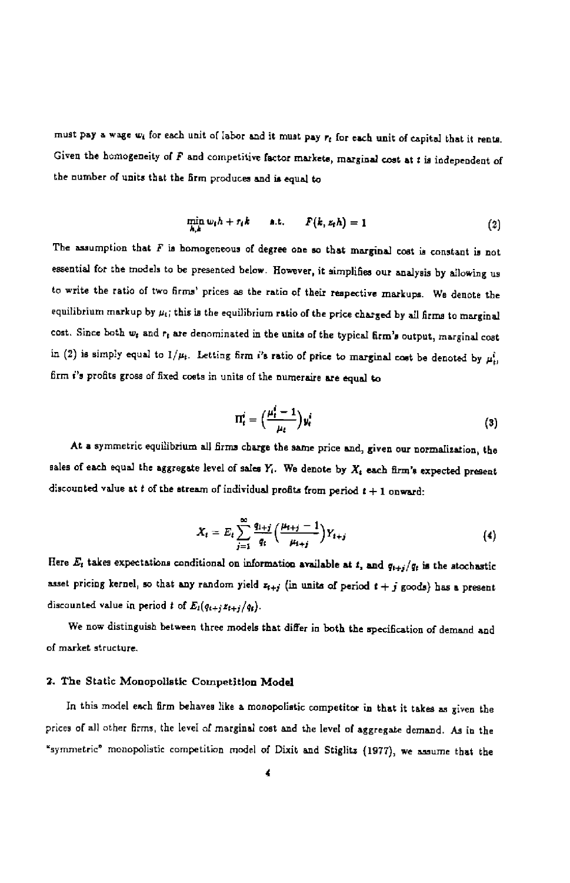must pay a wage $w_t$ for each unit of labor and it must pay $r_t$ for each unit of capital that it rents. Given the homogeneity of $F$ and competitive factor markets, marginal cost at $t$ is independent of the number of units that the firm produces and is equal to

$$\min_{h,k} w_t h + r_t k \qquad \text{s.t.} \qquad F(k, z_t h) = 1 \tag{2}$$

The assumption that $F$ is homogeneous of degree one so that marginal cost is constant is not essential for the models to be presented below. However, it simplifies our analysis by allowing us to write the ratio of two firms' prices as the ratio of their respective markups. We denote the equilibrium markup by $\mu_t$; this is the equilibrium ratio of the price charged by all firms to marginal cost. Since both $w_t$ and $r_t$ are denominated in the units of the typical firm's output, marginal cost in (2) is simply equal to $1/\mu_t$. Letting firm $i$'s ratio of price to marginal cost be denoted by $\mu_t^i$, firm $i$'s profits gross of fixed costs in units of the numeraire are equal to

$$\Pi_t^i = \left(\frac{\mu_t^i - 1}{\mu_t}\right) y_t^i \tag{3}$$

At a symmetric equilibrium all firms charge the same price and, given our normalization, the sales of each equal the aggregate level of sales $Y_t$. We denote by $X_t$ each firm's expected present discounted value at $t$ of the stream of individual profits from period $t+1$ onward:

$$X_t = E_t \sum_{j=1}^{\infty} \frac{q_{t+j}}{q_t} \left(\frac{\mu_{t+j} - 1}{\mu_{t+j}}\right) Y_{t+j} \tag{4}$$

Here $E_t$ takes expectations conditional on information available at $t$, and $q_{t+j}/q_t$ is the stochastic asset pricing kernel, so that any random yield $z_{t+j}$ (in units of period $t+j$ goods) has a present discounted value in period $t$ of $E_t(q_{t+j} z_{t+j}/q_t)$.

We now distinguish between three models that differ in both the specification of demand and of market structure.

## 2. The Static Monopolistic Competition Model

In this model each firm behaves like a monopolistic competitor in that it takes as given the prices of all other firms, the level of marginal cost and the level of aggregate demand. As in the "symmetric" monopolistic competition model of Dixit and Stiglitz (1977), we assume that the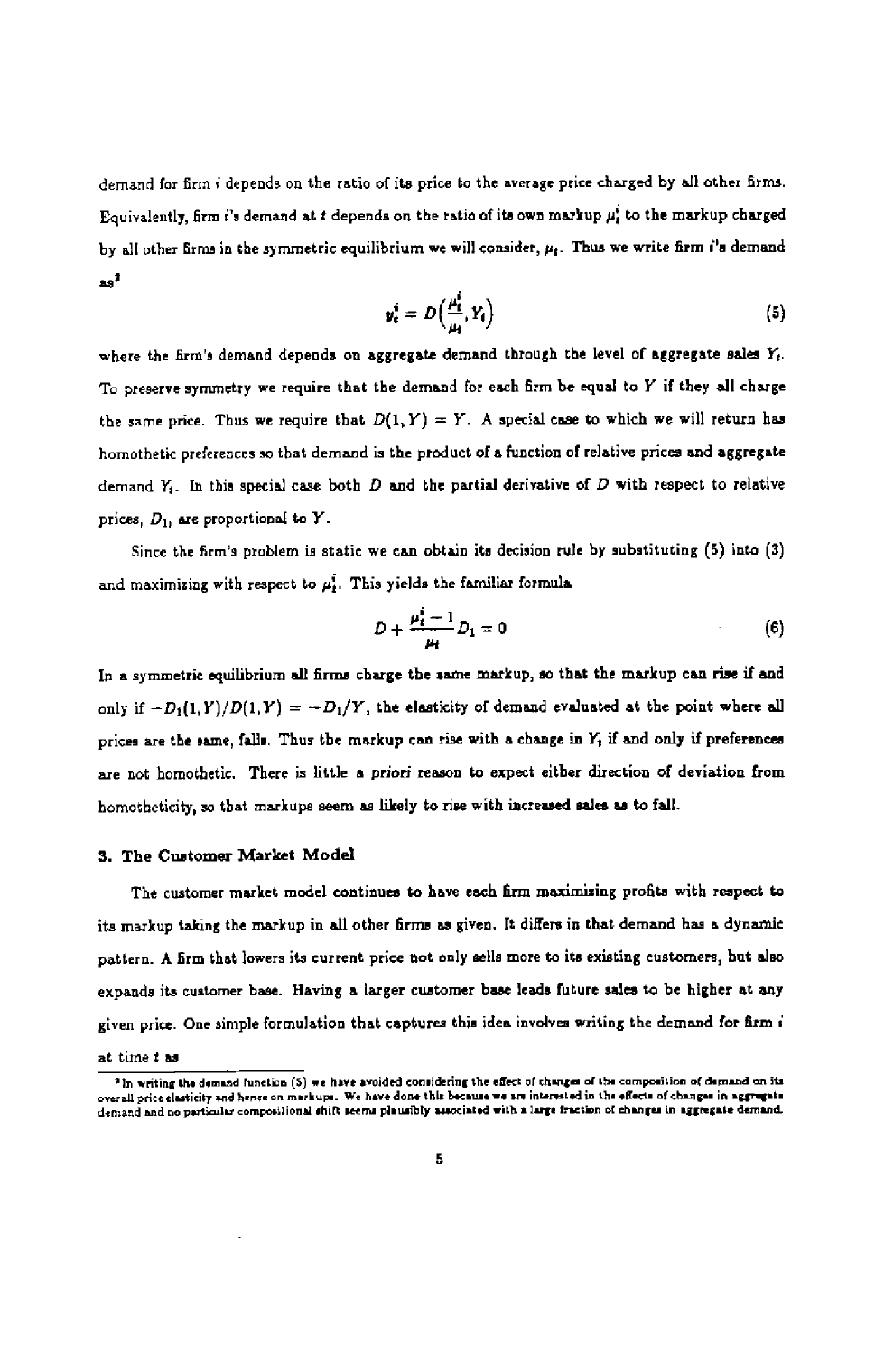demand for firm $i$ depends on the ratio of its price to the average price charged by all other firms. Equivalently, firm $i$'s demand at $t$ depends on the ratio of its own markup $\mu_t^i$ to the markup charged by all other firms in the symmetric equilibrium we will consider, $\mu_t$. Thus we write firm $i$'s demand as[3]

$$y_t^i = D\left(\frac{\mu_t^i}{\mu_t}, Y_t\right) \tag{5}$$

where the firm's demand depends on aggregate demand through the level of aggregate sales $Y_t$. To preserve symmetry we require that the demand for each firm be equal to $Y$ if they all charge the same price. Thus we require that $D(1, Y) = Y$. A special case to which we will return has homothetic preferences so that demand is the product of a function of relative prices and aggregate demand $Y_t$. In this special case both $D$ and the partial derivative of $D$ with respect to relative prices, $D_1$, are proportional to $Y$.

Since the firm's problem is static we can obtain its decision rule by substituting (5) into (3) and maximizing with respect to $\mu_t^i$. This yields the familiar formula

$$D + \frac{\mu_t^i - 1}{\mu_t} D_1 = 0 \tag{6}$$

In a symmetric equilibrium all firms charge the same markup, so that the markup can rise if and only if $-D_1(1, Y)/D(1, Y) = -D_1/Y$, the elasticity of demand evaluated at the point where all prices are the same, falls. Thus the markup can rise with a change in $Y_t$ if and only if preferences are not homothetic. There is little *a priori* reason to expect either direction of deviation from homotheticity, so that markups seem as likely to rise with increased sales as to fall.

### 3. The Customer Market Model

The customer market model continues to have each firm maximizing profits with respect to its markup taking the markup in all other firms as given. It differs in that demand has a dynamic pattern. A firm that lowers its current price not only sells more to its existing customers, but also expands its customer base. Having a larger customer base leads future sales to be higher at any given price. One simple formulation that captures this idea involves writing the demand for firm $i$ at time $t$ as

[3] In writing the demand function (5) we have avoided considering the effect of changes of the composition of demand on its overall price elasticity and hence on markups. We have done this because we are interested in the effects of changes in aggregate demand and no particular compositional shift seems plausibly associated with a large fraction of changes in aggregate demand.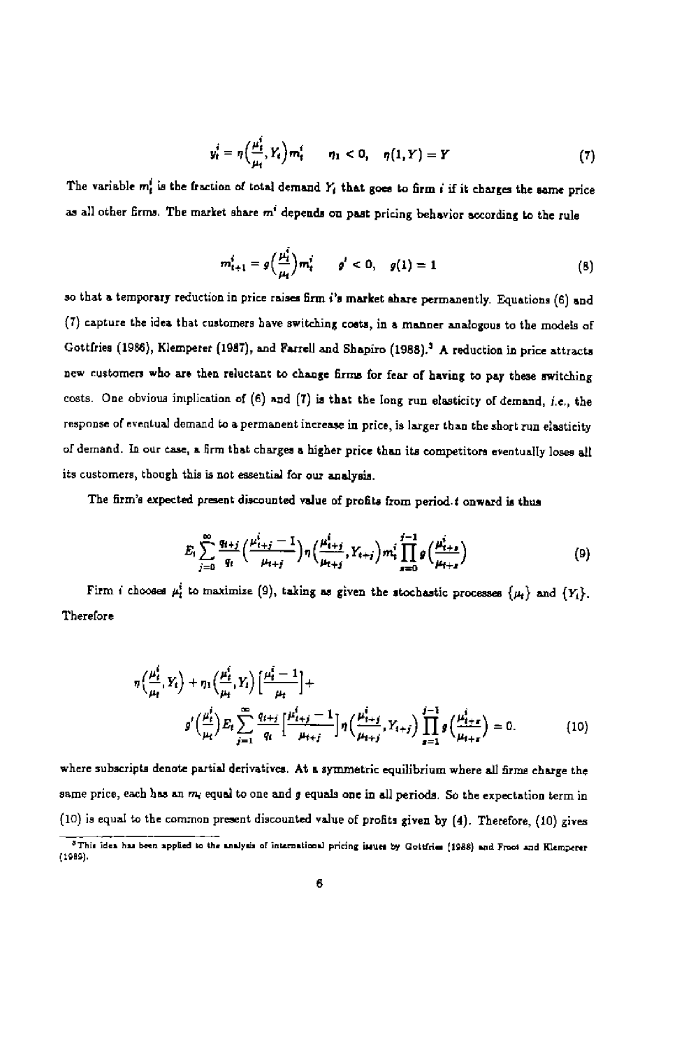$$y_t^i = \eta\Big(\frac{\mu_t^i}{\mu_t}, Y_t\Big) m_t^i \qquad \eta_1 < 0, \quad \eta(1, Y) = Y \tag{7}$$

The variable $m_t^i$ is the fraction of total demand $Y_t$ that goes to firm $i$ if it charges the same price as all other firms. The market share $m^i$ depends on past pricing behavior according to the rule

$$m_{t+1}^i = g\Big(\frac{\mu_t^i}{\mu_t}\Big) m_t^i \qquad g' < 0, \quad g(1) = 1 \tag{8}$$

so that a temporary reduction in price raises firm $i$'s market share permanently. Equations (6) and (7) capture the idea that customers have switching costs, in a manner analogous to the models of Gottfries (1986), Klemperer (1987), and Farrell and Shapiro (1988).[3] A reduction in price attracts new customers who are then reluctant to change firms for fear of having to pay these switching costs. One obvious implication of (6) and (7) is that the long run elasticity of demand, *i.e.*, the response of eventual demand to a permanent increase in price, is larger than the short run elasticity of demand. In our case, a firm that charges a higher price than its competitors eventually loses all its customers, though this is not essential for our analysis.

The firm's expected present discounted value of profits from period $t$ onward is thus

$$E_t \sum_{j=0}^{\infty} \frac{q_{t+j}}{q_t} \Big(\frac{\mu_{t+j}^i - 1}{\mu_{t+j}}\Big) \eta\Big(\frac{\mu_{t+j}^i}{\mu_{t+j}}, Y_{t+j}\Big) m_t^i \prod_{s=0}^{j-1} g\Big(\frac{\mu_{t+s}^i}{\mu_{t+s}}\Big) \tag{9}$$

Firm $i$ chooses $\mu_t^i$ to maximize (9), taking as given the stochastic processes $\{\mu_t\}$ and $\{Y_t\}$. Therefore

$$\eta\Big(\frac{\mu_t^i}{\mu_t}, Y_t\Big) + \eta_1\Big(\frac{\mu_t^i}{\mu_t}, Y_t\Big)\Big[\frac{\mu_t^i - 1}{\mu_t}\Big] +$$
$$g'\Big(\frac{\mu_t^i}{\mu_t}\Big) E_t \sum_{j=1}^{\infty} \frac{q_{t+j}}{q_t} \Big[\frac{\mu_{t+j}^i - 1}{\mu_{t+j}}\Big] \eta\Big(\frac{\mu_{t+j}^i}{\mu_{t+j}}, Y_{t+j}\Big) \prod_{s=1}^{j-1} g\Big(\frac{\mu_{t+s}^i}{\mu_{t+s}}\Big) = 0. \tag{10}$$

where subscripts denote partial derivatives. At a symmetric equilibrium where all firms charge the same price, each has an $m_i$ equal to one and $g$ equals one in all periods. So the expectation term in (10) is equal to the common present discounted value of profits given by (4). Therefore, (10) gives

[3] This idea has been applied to the analysis of international pricing issues by Gottfries (1988) and Froot and Klemperer (1989).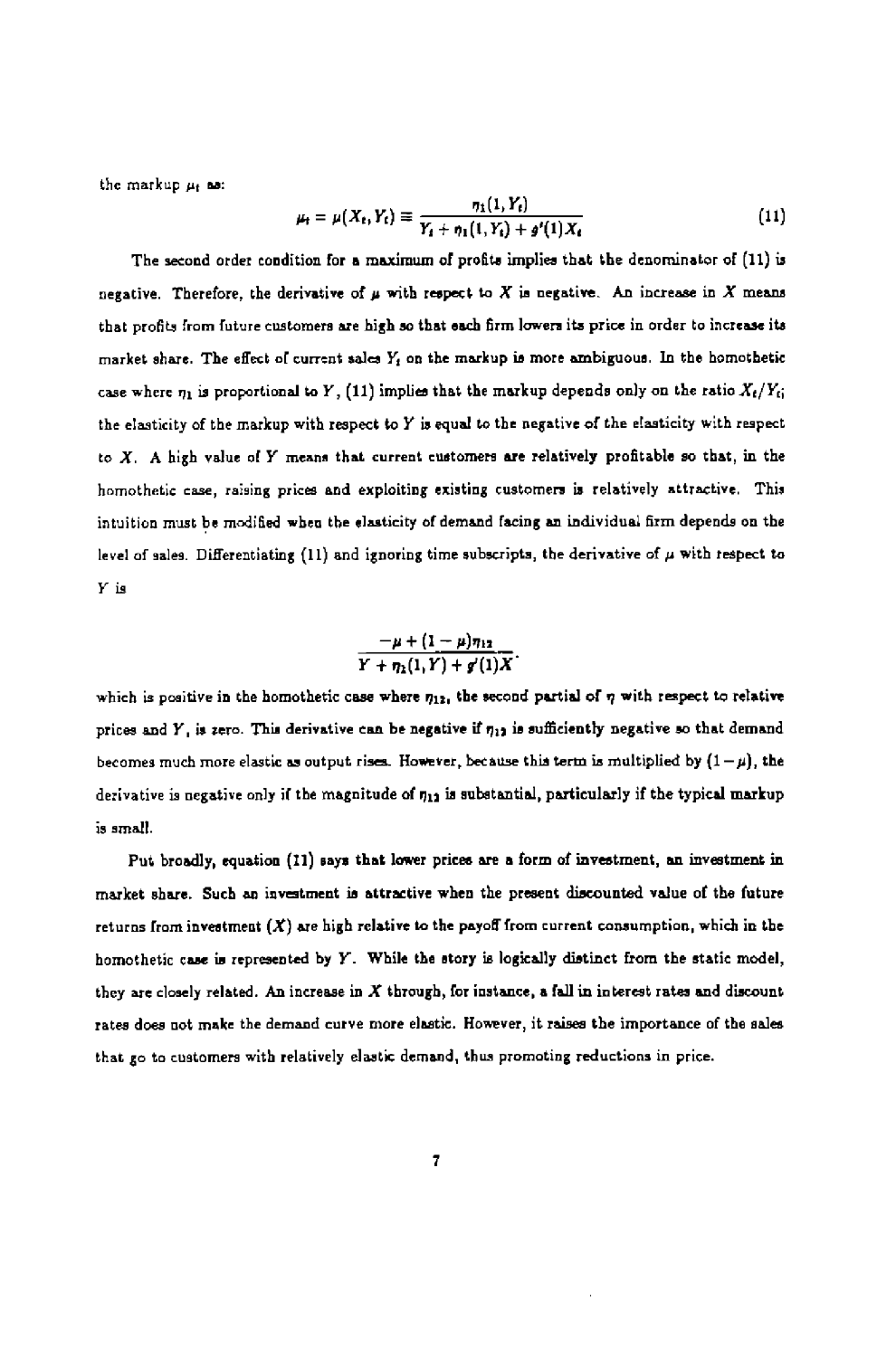the markup $\mu_t$ as:

$$\mu_t = \mu(X_t, Y_t) \equiv \frac{\eta_1(1, Y_t)}{Y_t + \eta_1(1, Y_t) + g'(1)X_t} \tag{11}$$

The second order condition for a maximum of profits implies that the denominator of (11) is negative. Therefore, the derivative of $\mu$ with respect to $X$ is negative. An increase in $X$ means that profits from future customers are high so that each firm lowers its price in order to increase its market share. The effect of current sales $Y_t$ on the markup is more ambiguous. In the homothetic case where $\eta_1$ is proportional to $Y$, (11) implies that the markup depends only on the ratio $X_t/Y_t$; the elasticity of the markup with respect to $Y$ is equal to the negative of the elasticity with respect to $X$. A high value of $Y$ means that current customers are relatively profitable so that, in the homothetic case, raising prices and exploiting existing customers is relatively attractive. This intuition must be modified when the elasticity of demand facing an individual firm depends on the level of sales. Differentiating (11) and ignoring time subscripts, the derivative of $\mu$ with respect to $Y$ is

$$\frac{-\mu + (1-\mu)\eta_{12}}{Y + \eta_1(1, Y) + g'(1)X}.$$

which is positive in the homothetic case where $\eta_{12}$, the second partial of $\eta$ with respect to relative prices and $Y$, is zero. This derivative can be negative if $\eta_{12}$ is sufficiently negative so that demand becomes much more elastic as output rises. However, because this term is multiplied by $(1-\mu)$, the derivative is negative only if the magnitude of $\eta_{12}$ is substantial, particularly if the typical markup is small.

Put broadly, equation (11) says that lower prices are a form of investment, an investment in market share. Such an investment is attractive when the present discounted value of the future returns from investment ($X$) are high relative to the payoff from current consumption, which in the homothetic case is represented by $Y$. While the story is logically distinct from the static model, they are closely related. An increase in $X$ through, for instance, a fall in interest rates and discount rates does not make the demand curve more elastic. However, it raises the importance of the sales that go to customers with relatively elastic demand, thus promoting reductions in price.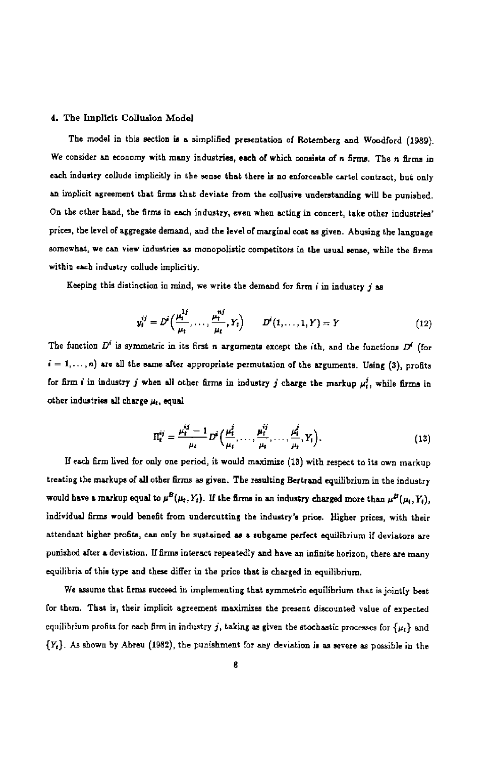## 4. The Implicit Collusion Model

The model in this section is a simplified presentation of Rotemberg and Woodford (1989). We consider an economy with many industries, each of which consists of $n$ firms. The $n$ firms in each industry collude implicitly in the sense that there is no enforceable cartel contract, but only an implicit agreement that firms that deviate from the collusive understanding will be punished. On the other hand, the firms in each industry, even when acting in concert, take other industries' prices, the level of aggregate demand, and the level of marginal cost as given. Abusing the language somewhat, we can view industries as monopolistic competitors in the usual sense, while the firms within each industry collude implicitly.

Keeping this distinction in mind, we write the demand for firm $i$ in industry $j$ as

$$y_t^{ij} = D^i\Big(\frac{\mu_t^{1j}}{\mu_t}, \dots, \frac{\mu_t^{nj}}{\mu_t}, Y_t\Big) \qquad D^i(1, \dots, 1, Y) = Y \tag{12}$$

The function $D^i$ is symmetric in its first $n$ arguments except the $i$th, and the functions $D^i$ (for $i = 1, \dots, n$) are all the same after appropriate permutation of the arguments. Using (3), profits for firm $i$ in industry $j$ when all other firms in industry $j$ charge the markup $\mu_t^j$, while firms in other industries all charge $\mu_t$, equal

$$\Pi_t^{ij} = \frac{\mu_t^{ij} - 1}{\mu_t} D^i\Big(\frac{\mu_t^j}{\mu_t}, \dots, \frac{\mu_t^{ij}}{\mu_t}, \dots, \frac{\mu_t^j}{\mu_t}, Y_t\Big). \tag{13}$$

If each firm lived for only one period, it would maximize (13) with respect to its own markup treating the markups of all other firms as given. The resulting Bertrand equilibrium in the industry would have a markup equal to $\mu^B(\mu_t, Y_t)$. If the firms in an industry charged more than $\mu^B(\mu_t, Y_t)$, individual firms would benefit from undercutting the industry's price. Higher prices, with their attendant higher profits, can only be sustained as a subgame perfect equilibrium if deviators are punished after a deviation. If firms interact repeatedly and have an infinite horizon, there are many equilibria of this type and these differ in the price that is charged in equilibrium.

We assume that firms succeed in implementing that symmetric equilibrium that is jointly best for them. That is, their implicit agreement maximizes the present discounted value of expected equilibrium profits for each firm in industry $j$, taking as given the stochastic processes for $\{\mu_t\}$ and $\{Y_t\}$. As shown by Abreu (1982), the punishment for any deviation is as severe as possible in the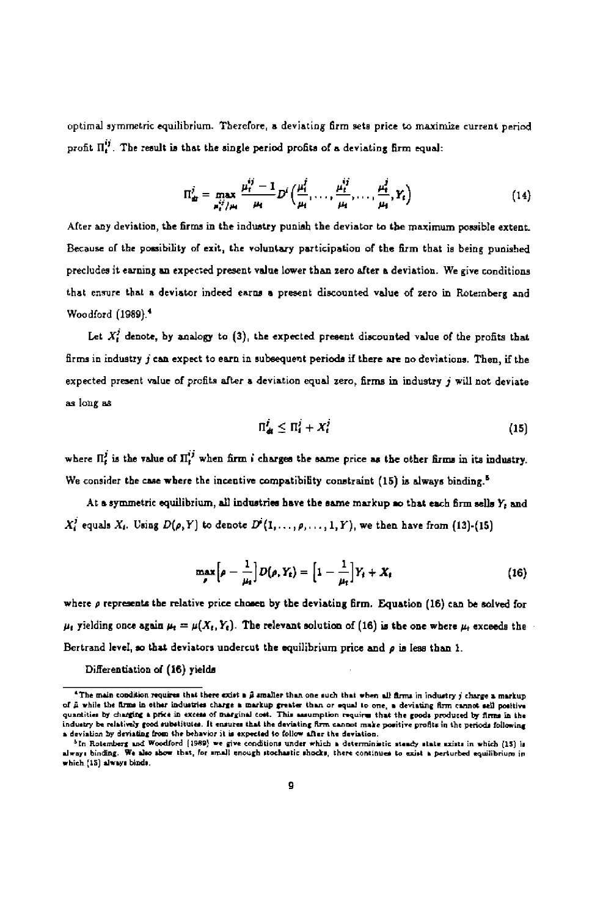optimal symmetric equilibrium. Therefore, a deviating firm sets price to maximize current period profit $\Pi_t^{ij}$. The result is that the single period profits of a deviating firm equal:

$$\Pi_{dt}^{j} = \max_{\mu_t^{ij}/\mu_t} \frac{\mu_t^{ij} - 1}{\mu_t} D^i\left(\frac{\mu_t^j}{\mu_t}, \ldots, \frac{\mu_t^{ij}}{\mu_t}, \ldots, \frac{\mu_t^j}{\mu_t}, Y_t\right) \tag{14}$$

After any deviation, the firms in the industry punish the deviator to the maximum possible extent. Because of the possibility of exit, the voluntary participation of the firm that is being punished precludes it earning an expected present value lower than zero after a deviation. We give conditions that ensure that a deviator indeed earns a present discounted value of zero in Rotemberg and Woodford (1989).[4]

Let $X_t^j$ denote, by analogy to (3), the expected present discounted value of the profits that firms in industry $j$ can expect to earn in subsequent periods if there are no deviations. Then, if the expected present value of profits after a deviation equal zero, firms in industry $j$ will not deviate as long as

$$\Pi_{dt}^{j} \leq \Pi_t^j + X_t^j \tag{15}$$

where $\Pi_t^j$ is the value of $\Pi_t^{ij}$ when firm $i$ charges the same price as the other firms in its industry. We consider the case where the incentive compatibility constraint (15) is always binding.[5]

At a symmetric equilibrium, all industries have the same markup so that each firm sells $Y_t$ and $X_t^j$ equals $X_t$. Using $D(\rho, Y)$ to denote $D^i(1, \ldots, \rho, \ldots, 1, Y)$, we then have from (13)-(15)

$$\max_{\rho}\left[\rho - \frac{1}{\mu_t}\right] D(\rho, Y_t) = \left[1 - \frac{1}{\mu_t}\right] Y_t + X_t \tag{16}$$

where $\rho$ represents the relative price chosen by the deviating firm. Equation (16) can be solved for $\mu_t$ yielding once again $\mu_t = \mu(X_t, Y_t)$. The relevant solution of (16) is the one where $\mu_t$ exceeds the Bertrand level, so that deviators undercut the equilibrium price and $\rho$ is less than 1.

Differentiation of (16) yields

---

[4] The main condition requires that there exist a $\bar{\mu}$ smaller than one such that when all firms in industry $j$ charge a markup of $\bar{\mu}$ while the firms in other industries charge a markup greater than or equal to one, a deviating firm cannot sell positive quantities by charging a price in excess of marginal cost. This assumption requires that the goods produced by firms in the industry be relatively good substitutes. It ensures that the deviating firm cannot make positive profits in the periods following a deviation by deviating from the behavior it is expected to follow after the deviation.

[5] In Rotemberg and Woodford (1989) we give conditions under which a deterministic steady state exists in which (15) is always binding. We also show that, for small enough stochastic shocks, there continues to exist a perturbed equilibrium in which (15) always binds.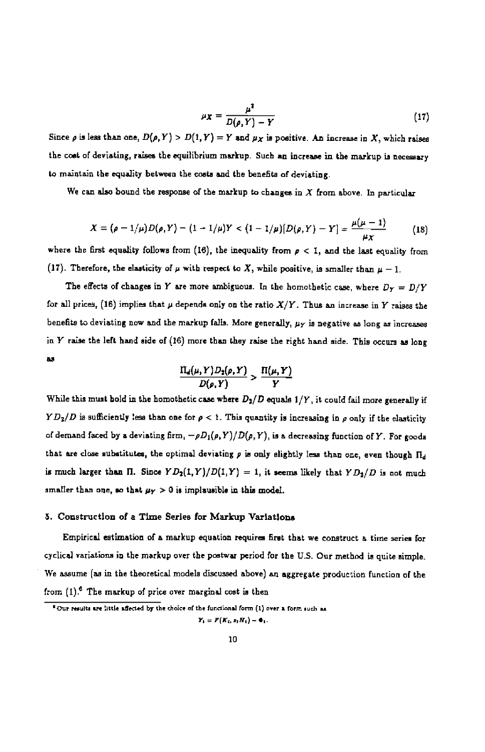$$\mu_X = \frac{\mu^2}{D(\rho, Y) - Y} \tag{17}$$

Since $\rho$ is less than one, $D(\rho, Y) > D(1, Y) = Y$ and $\mu_X$ is positive. An increase in $X$, which raises the cost of deviating, raises the equilibrium markup. Such an increase in the markup is necessary to maintain the equality between the costs and the benefits of deviating.

We can also bound the response of the markup to changes in $X$ from above. In particular

$$X = (\rho - 1/\mu)D(\rho, Y) - (1 - 1/\mu)Y < (1 - 1/\mu)[D(\rho, Y) - Y] = \frac{\mu(\mu - 1)}{\mu_X} \tag{18}$$

where the first equality follows from (16), the inequality from $\rho < 1$, and the last equality from (17). Therefore, the elasticity of $\mu$ with respect to $X$, while positive, is smaller than $\mu - 1$.

The effects of changes in $Y$ are more ambiguous. In the homothetic case, where $D_Y = D/Y$ for all prices, (16) implies that $\mu$ depends only on the ratio $X/Y$. Thus an increase in $Y$ raises the benefits to deviating now and the markup falls. More generally, $\mu_Y$ is negative as long as increases in $Y$ raise the left hand side of (16) more than they raise the right hand side. This occurs as long as

$$\frac{\Pi_d(\mu, Y)D_2(\rho, Y)}{D(\rho, Y)} > \frac{\Pi(\mu, Y)}{Y}$$

While this must hold in the homothetic case where $D_2/D$ equals $1/Y$, it could fail more generally if $YD_2/D$ is sufficiently less than one for $\rho < 1$. This quantity is increasing in $\rho$ only if the elasticity of demand faced by a deviating firm, $-\rho D_1(\rho, Y)/D(\rho, Y)$, is a decreasing function of $Y$. For goods that are close substitutes, the optimal deviating $\rho$ is only slightly less than one, even though $\Pi_d$ is much larger than $\Pi$. Since $YD_2(1, Y)/D(1, Y) = 1$, it seems likely that $YD_2/D$ is not much smaller than one, so that $\mu_Y > 0$ is implausible in this model.

## 5. Construction of a Time Series for Markup Variations

Empirical estimation of a markup equation requires first that we construct a time series for cyclical variations in the markup over the postwar period for the U.S. Our method is quite simple. We assume (as in the theoretical models discussed above) an aggregate production function of the from (1).[6] The markup of price over marginal cost is then

---

[6] Our results are little affected by the choice of the functional form (1) over a form such as

$$Y_t = F(K_t, z_t H_t) - \Phi_t.$$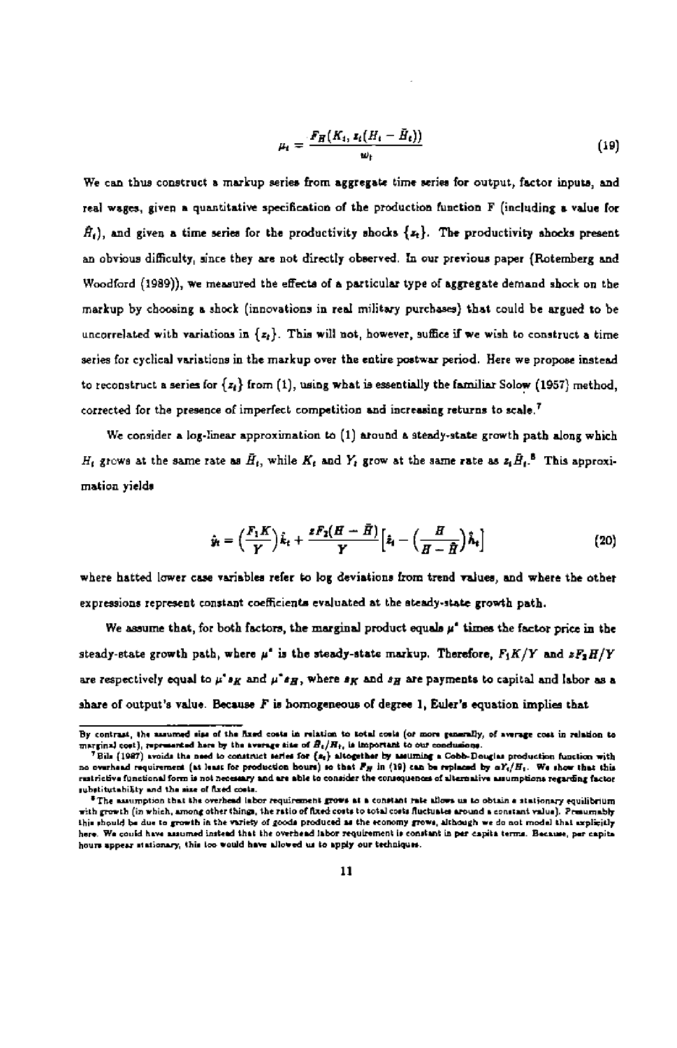$$\mu_t = \frac{F_H(K_t, z_t(H_t - \bar{H}_t))}{w_t} \tag{19}$$

We can thus construct a markup series from aggregate time series for output, factor inputs, and real wages, given a quantitative specification of the production function F (including a value for $\bar{H}_t$), and given a time series for the productivity shocks $\{z_t\}$. The productivity shocks present an obvious difficulty, since they are not directly observed. In our previous paper (Rotemberg and Woodford (1989)), we measured the effects of a particular type of aggregate demand shock on the markup by choosing a shock (innovations in real military purchases) that could be argued to be uncorrelated with variations in $\{z_t\}$. This will not, however, suffice if we wish to construct a time series for cyclical variations in the markup over the entire postwar period. Here we propose instead to reconstruct a series for $\{z_t\}$ from (1), using what is essentially the familiar Solow (1957) method, corrected for the presence of imperfect competition and increasing returns to scale.[7]

We consider a log-linear approximation to (1) around a steady-state growth path along which $H_t$ grows at the same rate as $\bar{H}_t$, while $K_t$ and $Y_t$ grow at the same rate as $z_t\bar{H}_t$.[8] This approximation yields

$$\hat{y}_t = \left(\frac{F_1 K}{Y}\right)\hat{k}_t + \frac{zF_2(H-\bar{H})}{Y}\left[\hat{z}_t - \left(\frac{H}{H-\bar{H}}\right)\hat{h}_t\right] \tag{20}$$

where hatted lower case variables refer to log deviations from trend values, and where the other expressions represent constant coefficients evaluated at the steady-state growth path.

We assume that, for both factors, the marginal product equals $\mu^*$ times the factor price in the steady-state growth path, where $\mu^*$ is the steady-state markup. Therefore, $F_1K/Y$ and $zF_2H/Y$ are respectively equal to $\mu^* s_K$ and $\mu^* s_H$, where $s_K$ and $s_H$ are payments to capital and labor as a share of output's value. Because $F$ is homogeneous of degree 1, Euler's equation implies that

---

By contrast, the assumed size of the fixed costs in relation to total costs (or more generally, of average cost in relation to marginal cost), represented here by the average size of $\bar{H}_t/H_t$, is important to our conclusions.

[7] Bils (1987) avoids the need to construct series for $\{z_t\}$ altogether by assuming a Cobb-Douglas production function with no overhead requirement (at least for production hours) so that $F_H$ in (19) can be replaced by $\alpha Y_t/H_t$. We show that this restrictive functional form is not necessary and are able to consider the consequences of alternative assumptions regarding factor substitutability and the size of fixed costs.

[8] The assumption that the overhead labor requirement grows at a constant rate allows us to obtain a stationary equilibrium with growth (in which, among other things, the ratio of fixed costs to total costs fluctuates around a constant value). Presumably this should be due to growth in the variety of goods produced as the economy grows, although we do not model that explicitly here. We could have assumed instead that the overhead labor requirement is constant in per capita terms. Because, per capita hours appear stationary, this too would have allowed us to apply our techniques.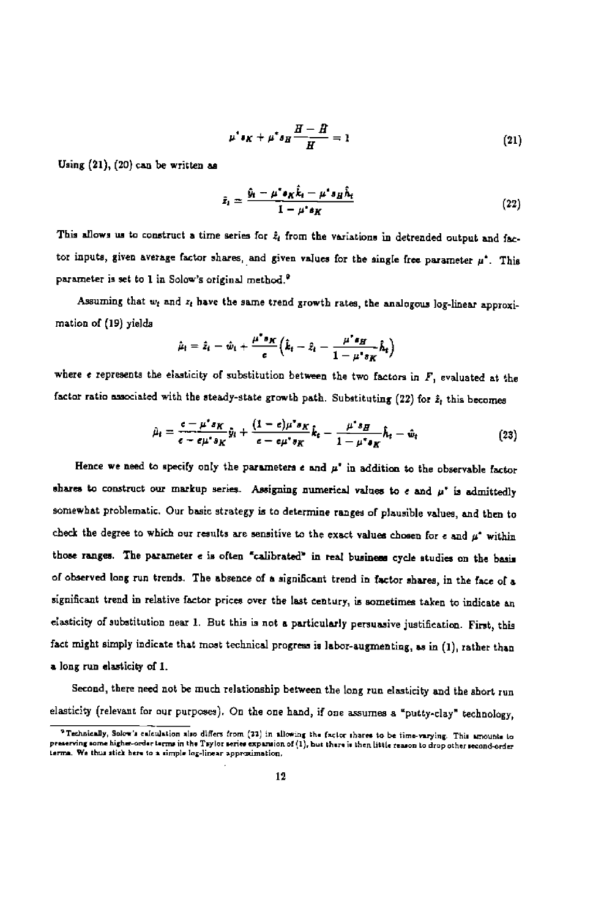$$\mu^* s_K + \mu^* s_H \frac{H - \bar{H}}{H} = 1 \tag{21}$$

Using (21), (20) can be written as

$$\hat{z}_t = \frac{\hat{y}_t - \mu^* s_K \hat{k}_t - \mu^* s_H \hat{h}_t}{1 - \mu^* s_K} \tag{22}$$

This allows us to construct a time series for $\hat{z}_t$ from the variations in detrended output and factor inputs, given average factor shares, and given values for the single free parameter $\mu^*$. This parameter is set to 1 in Solow's original method.[9]

Assuming that $w_t$ and $z_t$ have the same trend growth rates, the analogous log-linear approximation of (19) yields

$$\hat{\mu}_t = \hat{z}_t - \hat{w}_t + \frac{\mu^* s_K}{e}\left(\hat{k}_t - \hat{z}_t - \frac{\mu^* s_H}{1 - \mu^* s_K}\hat{h}_t\right)$$

where $e$ represents the elasticity of substitution between the two factors in $F$, evaluated at the factor ratio associated with the steady-state growth path. Substituting (22) for $\hat{z}_t$ this becomes

$$\hat{\mu}_t = \frac{e - \mu^* s_K}{e - e\mu^* s_K}\hat{y}_t + \frac{(1 - e)\mu^* s_K}{e - e\mu^* s_K}\hat{k}_t - \frac{\mu^* s_H}{1 - \mu^* s_K}\hat{h}_t - \hat{w}_t \tag{23}$$

Hence we need to specify only the parameters $e$ and $\mu^*$ in addition to the observable factor shares to construct our markup series. Assigning numerical values to $e$ and $\mu^*$ is admittedly somewhat problematic. Our basic strategy is to determine ranges of plausible values, and then to check the degree to which our results are sensitive to the exact values chosen for $e$ and $\mu^*$ within those ranges. The parameter $e$ is often "calibrated" in real business cycle studies on the basis of observed long run trends. The absence of a significant trend in factor shares, in the face of a significant trend in relative factor prices over the last century, is sometimes taken to indicate an elasticity of substitution near 1. But this is not a particularly persuasive justification. First, this fact might simply indicate that most technical progress is labor-augmenting, as in (1), rather than a long run elasticity of 1.

Second, there need not be much relationship between the long run elasticity and the short run elasticity (relevant for our purposes). On the one hand, if one assumes a "putty-clay" technology,

[9] Technically, Solow's calculation also differs from (22) in allowing the factor shares to be time-varying. This amounts to preserving some higher-order terms in the Taylor series expansion of (1), but there is then little reason to drop other second-order terms. We thus stick here to a simple log-linear approximation.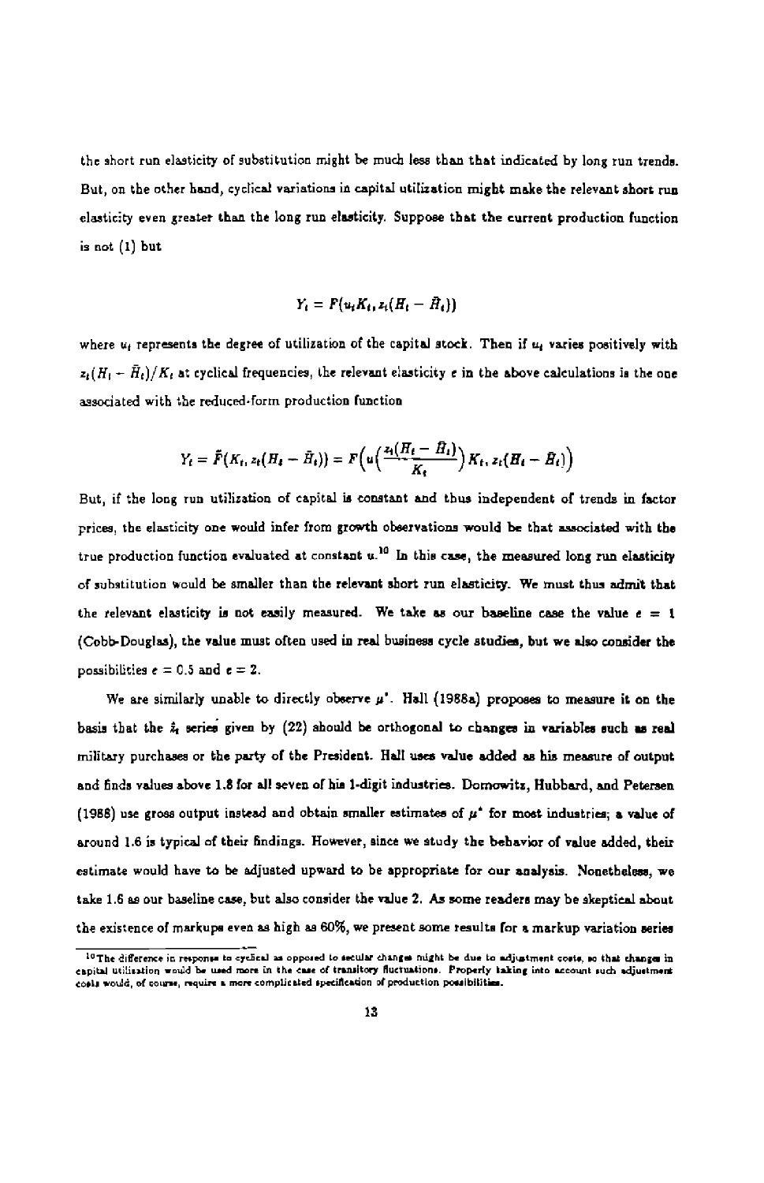the short run elasticity of substitution might be much less than that indicated by long run trends. But, on the other hand, cyclical variations in capital utilization might make the relevant short run elasticity even greater than the long run elasticity. Suppose that the current production function is not (1) but

$$Y_t = F(u_t K_t, z_t(H_t - \bar{H}_t))$$

where $u_t$ represents the degree of utilization of the capital stock. Then if $u_t$ varies positively with $z_t(H_t - \bar{H}_t)/K_t$ at cyclical frequencies, the relevant elasticity $\epsilon$ in the above calculations is the one associated with the reduced-form production function

$$Y_t = \tilde{F}(K_t, z_t(H_t - \bar{H}_t)) = F\Big(u\Big(\frac{z_t(H_t - \bar{H}_t)}{K_t}\Big)K_t, z_t(H_t - \bar{H}_t)\Big)$$

But, if the long run utilization of capital is constant and thus independent of trends in factor prices, the elasticity one would infer from growth observations would be that associated with the true production function evaluated at constant $u$.[10] In this case, the measured long run elasticity of substitution would be smaller than the relevant short run elasticity. We must thus admit that the relevant elasticity is not easily measured. We take as our baseline case the value $\epsilon = 1$ (Cobb-Douglas), the value must often used in real business cycle studies, but we also consider the possibilities $\epsilon = 0.5$ and $\epsilon = 2$.

We are similarly unable to directly observe $\mu^*$. Hall (1988a) proposes to measure it on the basis that the $\hat{z}_t$ series given by (22) should be orthogonal to changes in variables such as real military purchases or the party of the President. Hall uses value added as his measure of output and finds values above 1.8 for all seven of his 1-digit industries. Domowitz, Hubbard, and Petersen (1988) use gross output instead and obtain smaller estimates of $\mu^*$ for most industries; a value of around 1.6 is typical of their findings. However, since we study the behavior of value added, their estimate would have to be adjusted upward to be appropriate for our analysis. Nonetheless, we take 1.6 as our baseline case, but also consider the value 2. As some readers may be skeptical about the existence of markups even as high as 60%, we present some results for a markup variation series

[10] The difference in response to cyclical as opposed to secular changes might be due to adjustment costs, so that changes in capital utilization would be used more in the case of transitory fluctuations. Properly taking into account such adjustment costs would, of course, require a more complicated specification of production possibilities.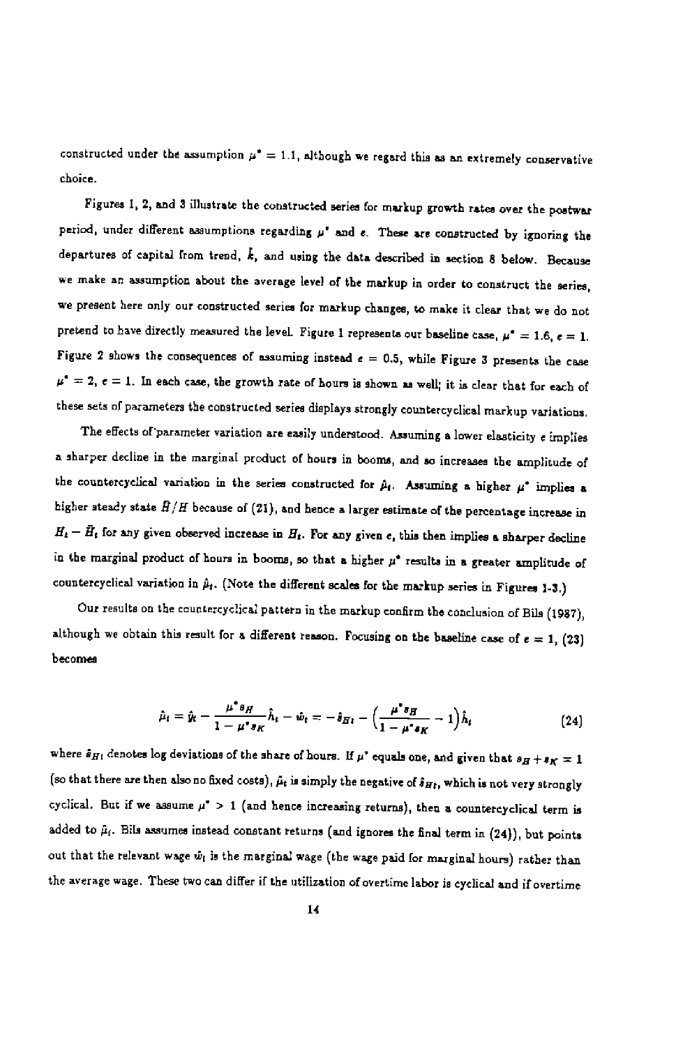constructed under the assumption $\mu^* = 1.1$, although we regard this as an extremely conservative choice.

Figures 1, 2, and 3 illustrate the constructed series for markup growth rates over the postwar period, under different assumptions regarding $\mu^*$ and $\epsilon$. These are constructed by ignoring the departures of capital from trend, $\hat{k}$, and using the data described in section 8 below. Because we make an assumption about the average level of the markup in order to construct the series, we present here only our constructed series for markup changes, to make it clear that we do not pretend to have directly measured the level. Figure 1 represents our baseline case, $\mu^* = 1.6$, $\epsilon = 1$. Figure 2 shows the consequences of assuming instead $\epsilon = 0.5$, while Figure 3 presents the case $\mu^* = 2$, $\epsilon = 1$. In each case, the growth rate of hours is shown as well; it is clear that for each of these sets of parameters the constructed series displays strongly countercyclical markup variations.

The effects of parameter variation are easily understood. Assuming a lower elasticity $\epsilon$ implies a sharper decline in the marginal product of hours in booms, and so increases the amplitude of the countercyclical variation in the series constructed for $\hat{\mu}_t$. Assuming a higher $\mu^*$ implies a higher steady state $\bar{H}/H$ because of (21), and hence a larger estimate of the percentage increase in $H_t - \bar{H}_t$ for any given observed increase in $H_t$. For any given $\epsilon$, this then implies a sharper decline in the marginal product of hours in booms, so that a higher $\mu^*$ results in a greater amplitude of countercyclical variation in $\hat{\mu}_t$. (Note the different scales for the markup series in Figures 1-3.)

Our results on the countercyclical pattern in the markup confirm the conclusion of Bils (1987), although we obtain this result for a different reason. Focusing on the baseline case of $\epsilon = 1$, (23) becomes

$$\hat{\mu}_t = \hat{y}_t - \frac{\mu^* s_H}{1 - \mu^* s_K}\hat{h}_t - \hat{w}_t = -\hat{s}_{Ht} - \left(\frac{\mu^* s_H}{1 - \mu^* s_K} - 1\right)\hat{h}_t \tag{24}$$

where $\hat{s}_{Ht}$ denotes log deviations of the share of hours. If $\mu^*$ equals one, and given that $s_H + s_K = 1$ (so that there are then also no fixed costs), $\hat{\mu}_t$ is simply the negative of $\hat{s}_{Ht}$, which is not very strongly cyclical. But if we assume $\mu^* > 1$ (and hence increasing returns), then a countercyclical term is added to $\hat{\mu}_t$. Bils assumes instead constant returns (and ignores the final term in (24)), but points out that the relevant wage $\hat{w}_t$ is the marginal wage (the wage paid for marginal hours) rather than the average wage. These two can differ if the utilization of overtime labor is cyclical and if overtime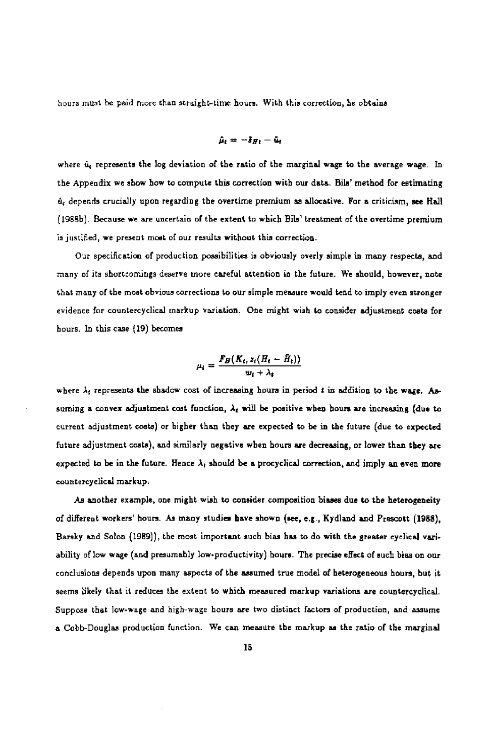hours must be paid more than straight-time hours. With this correction, he obtains

$$\hat{\mu}_t = -\hat{s}_{Ht} - \hat{u}_t$$

where $\hat{u}_t$ represents the log deviation of the ratio of the marginal wage to the average wage. In the Appendix we show how to compute this correction with our data. Bils' method for estimating $\hat{u}_t$ depends crucially upon regarding the overtime premium as allocative. For a criticism, see Hall (1988b). Because we are uncertain of the extent to which Bils' treatment of the overtime premium is justified, we present most of our results without this correction.

Our specification of production possibilities is obviously overly simple in many respects, and many of its shortcomings deserve more careful attention in the future. We should, however, note that many of the most obvious corrections to our simple measure would tend to imply even stronger evidence for countercyclical markup variation. One might wish to consider adjustment costs for hours. In this case (19) becomes

$$\mu_t = \frac{F_H(K_t, z_t(H_t - \bar{H}_t))}{w_t + \lambda_t}$$

where $\lambda_t$ represents the shadow cost of increasing hours in period $t$ in addition to the wage. Assuming a convex adjustment cost function, $\lambda_t$ will be positive when hours are increasing (due to current adjustment costs) or higher than they are expected to be in the future (due to expected future adjustment costs), and similarly negative when hours are decreasing, or lower than they are expected to be in the future. Hence $\lambda_t$ should be a procyclical correction, and imply an even more countercyclical markup.

As another example, one might wish to consider composition biases due to the heterogeneity of different workers' hours. As many studies have shown (see, e.g., Kydland and Prescott (1988), Barsky and Solon (1989)), the most important such bias has to do with the greater cyclical variability of low wage (and presumably low-productivity) hours. The precise effect of such bias on our conclusions depends upon many aspects of the assumed true model of heterogeneous hours, but it seems likely that it reduces the extent to which measured markup variations are countercyclical. Suppose that low-wage and high-wage hours are two distinct factors of production, and assume a Cobb-Douglas production function. We can measure the markup as the ratio of the marginal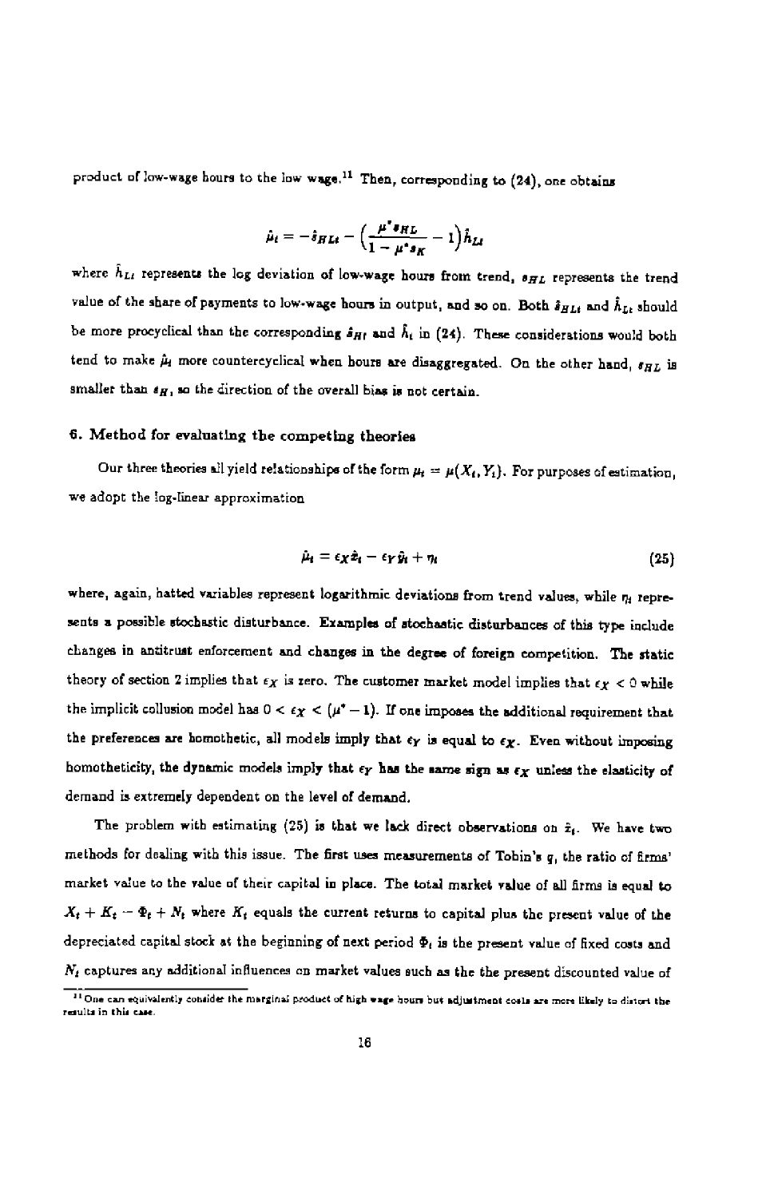product of low-wage hours to the low wage.[11] Then, corresponding to (24), one obtains

$$\hat{\mu}_t = -\hat{s}_{HLt} - \Big(\frac{\mu^* s_{HL}}{1 - \mu^* s_K} - 1\Big)\hat{h}_{Lt}$$

where $\hat{h}_{Lt}$ represents the log deviation of low-wage hours from trend, $s_{HL}$ represents the trend value of the share of payments to low-wage hours in output, and so on. Both $\hat{s}_{HLt}$ and $\hat{h}_{Lt}$ should be more procyclical than the corresponding $\hat{s}_{Ht}$ and $\hat{h}_t$ in (24). These considerations would both tend to make $\hat{\mu}_t$ more countercyclical when hours are disaggregated. On the other hand, $s_{HL}$ is smaller than $s_H$, so the direction of the overall bias is not certain.

## 6. Method for evaluating the competing theories

Our three theories all yield relationships of the form $\mu_t = \mu(X_t, Y_t)$. For purposes of estimation, we adopt the log-linear approximation

$$\hat{\mu}_t = \epsilon_X \hat{x}_t - \epsilon_Y \hat{y}_t + \eta_t \tag{25}$$

where, again, hatted variables represent logarithmic deviations from trend values, while $\eta_t$ represents a possible stochastic disturbance. Examples of stochastic disturbances of this type include changes in antitrust enforcement and changes in the degree of foreign competition. The static theory of section 2 implies that $\epsilon_X$ is zero. The customer market model implies that $\epsilon_X < 0$ while the implicit collusion model has $0 < \epsilon_X < (\mu^* - 1)$. If one imposes the additional requirement that the preferences are homothetic, all models imply that $\epsilon_Y$ is equal to $\epsilon_X$. Even without imposing homotheticity, the dynamic models imply that $\epsilon_Y$ has the same sign as $\epsilon_X$ unless the elasticity of demand is extremely dependent on the level of demand.

The problem with estimating (25) is that we lack direct observations on $\hat{x}_t$. We have two methods for dealing with this issue. The first uses measurements of Tobin's $q$, the ratio of firms' market value to the value of their capital in place. The total market value of all firms is equal to $X_t + K_t - \Phi_t + N_t$ where $K_t$ equals the current returns to capital plus the present value of the depreciated capital stock at the beginning of next period $\Phi_t$ is the present value of fixed costs and $N_t$ captures any additional influences on market values such as the the present discounted value of

[11] One can equivalently consider the marginal product of high wage hours but adjustment costs are more likely to distort the results in this case.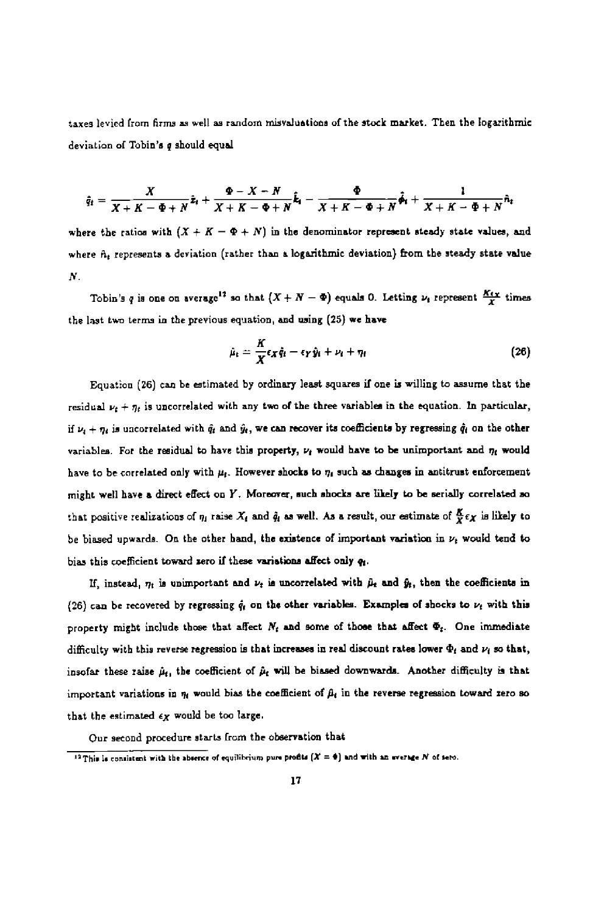taxes levied from firms as well as random misvaluations of the stock market. Then the logarithmic deviation of Tobin's $q$ should equal

$$\hat{q}_t = \frac{X}{X+K-\Phi+N}\hat{x}_t + \frac{\Phi-X-N}{X+K-\Phi+N}\hat{k}_t - \frac{\Phi}{X+K-\Phi+N}\hat{\phi}_t + \frac{1}{X+K-\Phi+N}\hat{n}_t$$

where the ratios with $(X+K-\Phi+N)$ in the denominator represent steady state values, and where $\hat{n}_t$ represents a deviation (rather than a logarithmic deviation) from the steady state value $N$.

Tobin's $q$ is one on average[12] so that $(X+N-\Phi)$ equals 0. Letting $\nu_t$ represent $\frac{K\epsilon_X}{X}$ times the last two terms in the previous equation, and using (25) we have

$$\hat{\mu}_t = \frac{K}{X}\epsilon_X \hat{q}_t - \epsilon_Y \hat{y}_t + \nu_t + \eta_t \tag{26}$$

Equation (26) can be estimated by ordinary least squares if one is willing to assume that the residual $\nu_t + \eta_t$ is uncorrelated with any two of the three variables in the equation. In particular, if $\nu_t + \eta_t$ is uncorrelated with $\hat{q}_t$ and $\hat{y}_t$, we can recover its coefficients by regressing $\hat{q}_t$ on the other variables. For the residual to have this property, $\nu_t$ would have to be unimportant and $\eta_t$ would have to be correlated only with $\mu_t$. However shocks to $\eta_t$ such as changes in antitrust enforcement might well have a direct effect on $Y$. Moreover, such shocks are likely to be serially correlated so that positive realizations of $\eta_t$ raise $X_t$ and $\hat{q}_t$ as well. As a result, our estimate of $\frac{K}{X}\epsilon_X$ is likely to be biased upwards. On the other hand, the existence of important variation in $\nu_t$ would tend to bias this coefficient toward zero if these variations affect only $q_t$.

If, instead, $\eta_t$ is unimportant and $\nu_t$ is uncorrelated with $\hat{\mu}_t$ and $\hat{y}_t$, then the coefficients in (26) can be recovered by regressing $\hat{q}_t$ on the other variables. Examples of shocks to $\nu_t$ with this property might include those that affect $N_t$ and some of those that affect $\Phi_t$. One immediate difficulty with this reverse regression is that increases in real discount rates lower $\Phi_t$ and $\nu_t$ so that, insofar these raise $\hat{\mu}_t$, the coefficient of $\hat{\mu}_t$ will be biased downwards. Another difficulty is that important variations in $\eta_t$ would bias the coefficient of $\hat{\mu}_t$ in the reverse regression toward zero so that the estimated $\epsilon_X$ would be too large.

Our second procedure starts from the observation that

[12] This is consistent with the absence of equilibrium pure profits $(X = \Phi)$ and with an average $N$ of zero.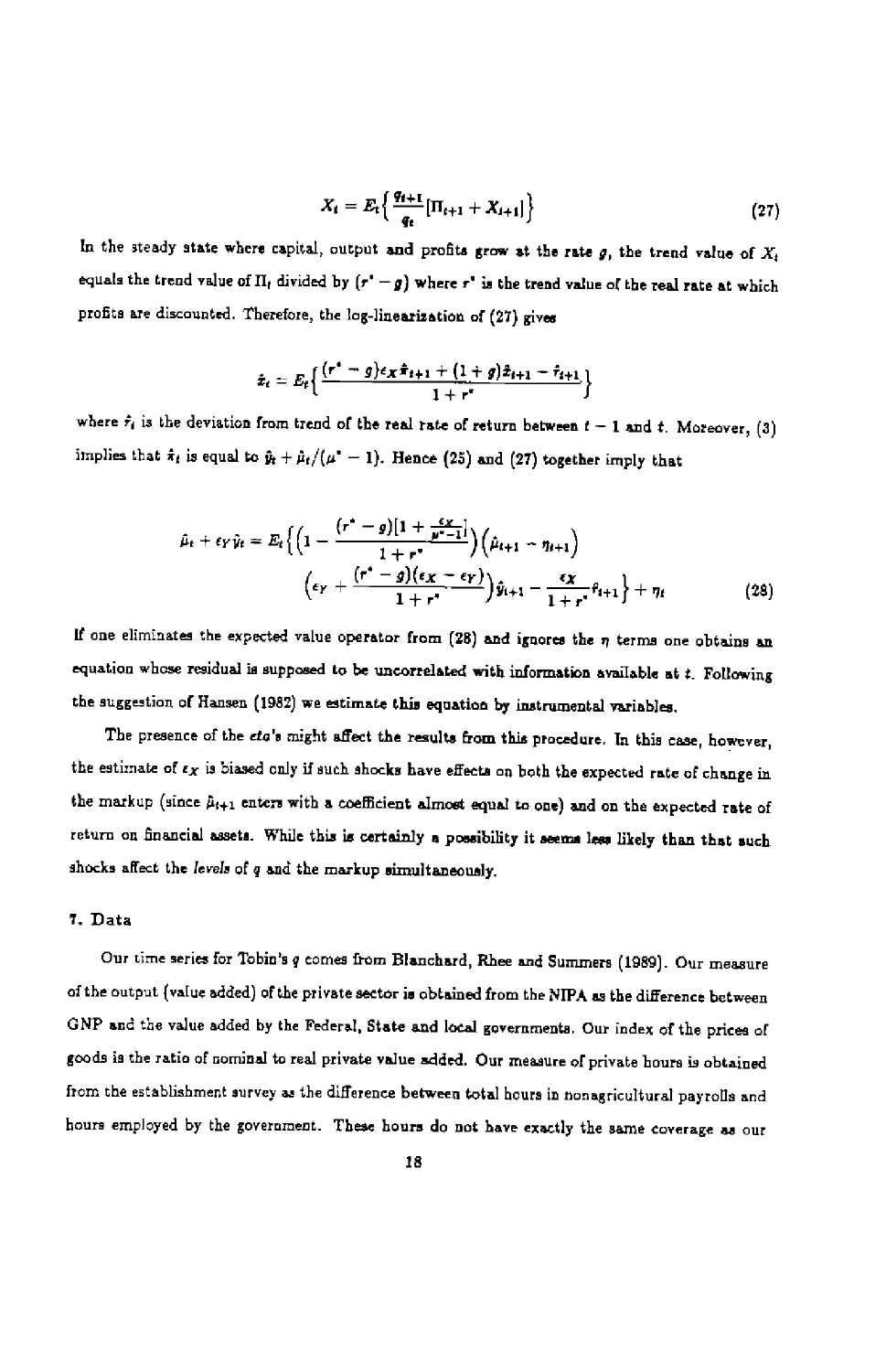$$X_t = E_t\left\{\frac{q_{t+1}}{q_t}[\Pi_{t+1} + X_{t+1}]\right\} \tag{27}$$

In the steady state where capital, output and profits grow at the rate $g$, the trend value of $X_t$ equals the trend value of $\Pi_t$ divided by $(r^* - g)$ where $r^*$ is the trend value of the real rate at which profits are discounted. Therefore, the log-linearization of (27) gives

$$\hat{x}_t = E_t\left\{\frac{(r^* - g)\epsilon_X \hat{\pi}_{t+1} + (1+g)\hat{x}_{t+1} - \hat{r}_{t+1}}{1+r^*}\right\}$$

where $\hat{r}_t$ is the deviation from trend of the real rate of return between $t-1$ and $t$. Moreover, (3) implies that $\hat{\pi}_t$ is equal to $\hat{y}_t + \hat{\mu}_t/(\mu^* - 1)$. Hence (25) and (27) together imply that

$$\hat{\mu}_t + \epsilon_Y \hat{y}_t = E_t\left\{\left(1 - \frac{(r^* - g)[1 + \frac{\epsilon_X}{\mu^* - 1}]}{1 + r^*}\right)\left(\hat{\mu}_{t+1} - \eta_{t+1}\right)\right.$$
$$\left.\left(\epsilon_Y + \frac{(r^* - g)(\epsilon_X - \epsilon_Y)}{1 + r^*}\right)\hat{y}_{t+1} - \frac{\epsilon_X}{1 + r^*}\hat{r}_{t+1}\right\} + \eta_t \tag{28}$$

If one eliminates the expected value operator from (28) and ignores the $\eta$ terms one obtains an equation whose residual is supposed to be uncorrelated with information available at $t$. Following the suggestion of Hansen (1982) we estimate this equation by instrumental variables.

The presence of the *eta*'s might affect the results from this procedure. In this case, however, the estimate of $\epsilon_X$ is biased only if such shocks have effects on both the expected rate of change in the markup (since $\hat{\mu}_{t+1}$ enters with a coefficient almost equal to one) and on the expected rate of return on financial assets. While this is certainly a possibility it seems less likely than that such shocks affect the *levels* of $q$ and the markup simultaneously.

## 7. Data

Our time series for Tobin's $q$ comes from Blanchard, Rhee and Summers (1989). Our measure of the output (value added) of the private sector is obtained from the NIPA as the difference between GNP and the value added by the Federal, State and local governments. Our index of the prices of goods is the ratio of nominal to real private value added. Our measure of private hours is obtained from the establishment survey as the difference between total hours in nonagricultural payrolls and hours employed by the government. These hours do not have exactly the same coverage as our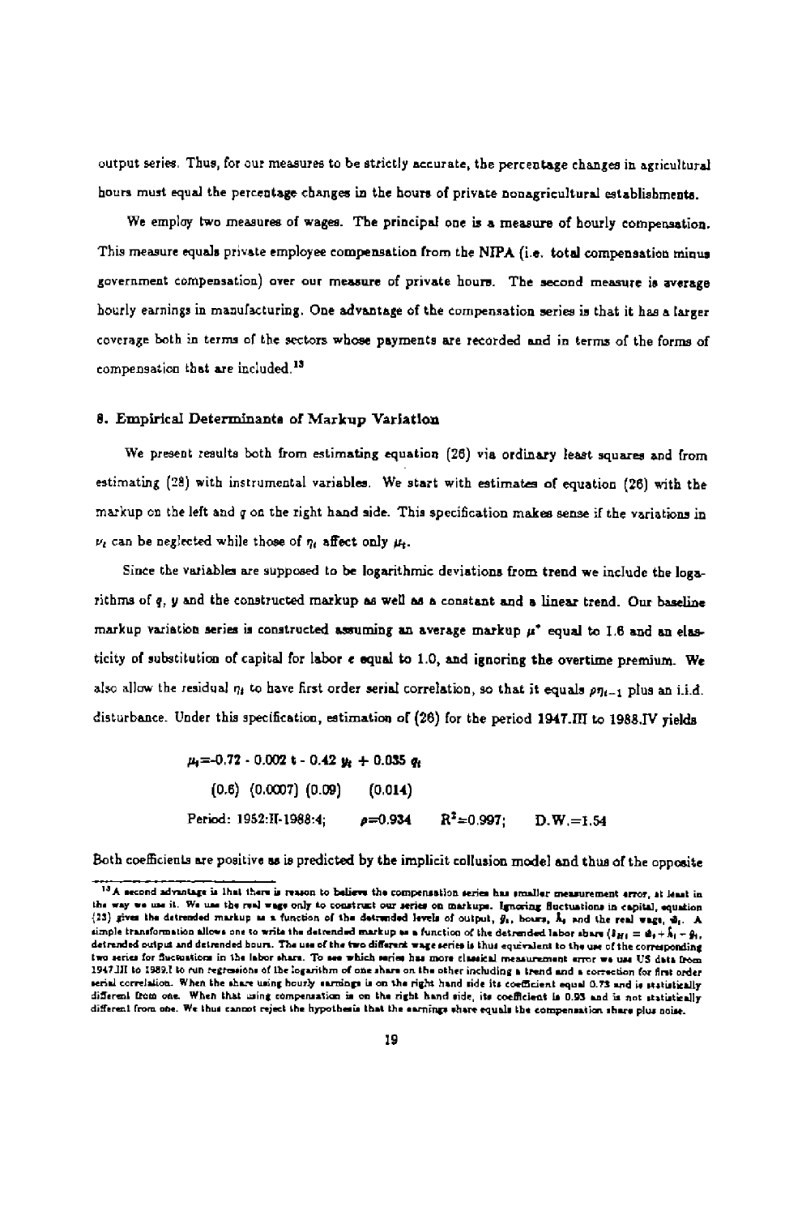output series. Thus, for our measures to be strictly accurate, the percentage changes in agricultural hours must equal the percentage changes in the hours of private nonagricultural establishments.

We employ two measures of wages. The principal one is a measure of hourly compensation. This measure equals private employee compensation from the NIPA (i.e. total compensation minus government compensation) over our measure of private hours. The second measure is average hourly earnings in manufacturing. One advantage of the compensation series is that it has a larger coverage both in terms of the sectors whose payments are recorded and in terms of the forms of compensation that are included.[13]

## 8. Empirical Determinants of Markup Variation

We present results both from estimating equation (26) via ordinary least squares and from estimating (28) with instrumental variables. We start with estimates of equation (26) with the markup on the left and $q$ on the right hand side. This specification makes sense if the variations in $\nu_t$ can be neglected while those of $\eta_t$ affect only $\mu_t$.

Since the variables are supposed to be logarithmic deviations from trend we include the logarithms of $q$, $y$ and the constructed markup as well as a constant and a linear trend. Our baseline markup variation series is constructed assuming an average markup $\mu^*$ equal to 1.6 and an elasticity of substitution of capital for labor $\epsilon$ equal to 1.0, and ignoring the overtime premium. We also allow the residual $\eta_t$ to have first order serial correlation, so that it equals $\rho\eta_{t-1}$ plus an i.i.d. disturbance. Under this specification, estimation of (26) for the period 1947.III to 1988.IV yields

$$\mu_t = -0.72 - 0.002\ t - 0.42\ y_t + 0.035\ q_t$$

$$(0.6)\quad (0.0007)\quad (0.09)\qquad (0.014)$$

Period: 1952:II-1988:4; $\quad \rho=0.934 \quad R^2=0.997; \quad$ D.W.=1.54

Both coefficients are positive as is predicted by the implicit collusion model and thus of the opposite

[13] A second advantage is that there is reason to believe the compensation series has smaller measurement error, at least in the way we use it. We use the real wage only to construct our series on markups. Ignoring fluctuations in capital, equation (23) gives the detrended markup as a function of the detrended levels of output, $\hat{y}_t$, hours, $\hat{h}_t$ and the real wage, $\hat{w}_t$. A simple transformation allows one to write the detrended markup as a function of the detrended labor share ($\hat{s}_{Ht} = \hat{w}_t + \hat{h}_t - \hat{y}_t$, detrended output and detrended hours. The use of the two different wage series is thus equivalent to the use of the corresponding two series for fluctuations in the labor share. To see which series has more classical measurement error we use US data from 1947.III to 1989.I to run regressions of the logarithm of one share on the other including a trend and a correction for first order serial correlation. When the share using hourly earnings is on the right hand side its coefficient equal 0.73 and is statistically different from one. When that using compensation is on the right hand side, its coefficient is 0.93 and is not statistically different from one. We thus cannot reject the hypothesis that the earnings share equals the compensation share plus noise.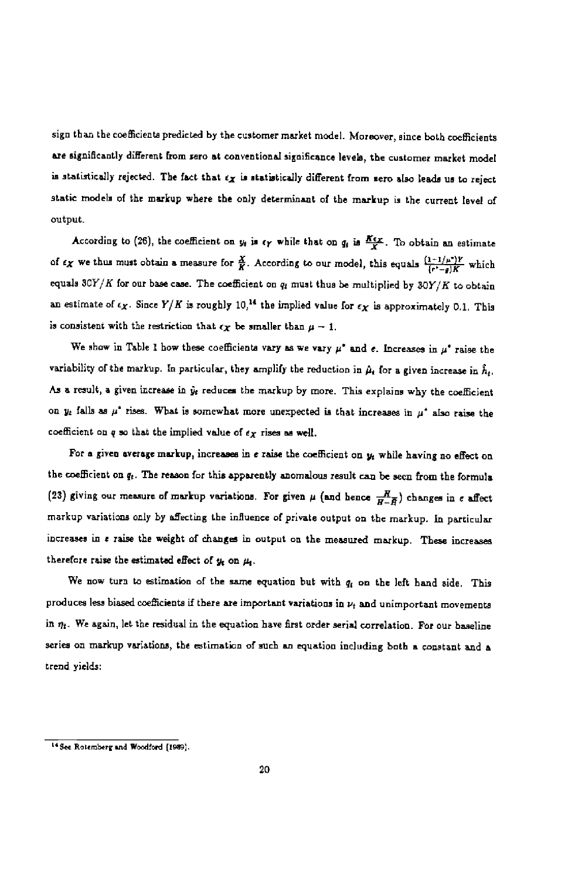sign than the coefficients predicted by the customer market model. Moreover, since both coefficients are significantly different from zero at conventional significance levels, the customer market model is statistically rejected. The fact that $\epsilon_X$ is statistically different from zero also leads us to reject static models of the markup where the only determinant of the markup is the current level of output.

According to (26), the coefficient on $y_t$ is $\epsilon_Y$ while that on $q_t$ is $\frac{K\epsilon_X}{X}$. To obtain an estimate of $\epsilon_X$ we thus must obtain a measure for $\frac{X}{K}$. According to our model, this equals $\frac{(1-1/\mu^*)Y}{(r^*-g)K}$ which equals $30Y/K$ for our base case. The coefficient on $q_t$ must thus be multiplied by $30Y/K$ to obtain an estimate of $\epsilon_X$. Since $Y/K$ is roughly 10,[14] the implied value for $\epsilon_X$ is approximately 0.1. This is consistent with the restriction that $\epsilon_X$ be smaller than $\mu - 1$.

We show in Table 1 how these coefficients vary as we vary $\mu^*$ and $\epsilon$. Increases in $\mu^*$ raise the variability of the markup. In particular, they amplify the reduction in $\hat{\mu}_t$ for a given increase in $\hat{h}_t$. As a result, a given increase in $\hat{y}_t$ reduces the markup by more. This explains why the coefficient on $y_t$ falls as $\mu^*$ rises. What is somewhat more unexpected is that increases in $\mu^*$ also raise the coefficient on $q$ so that the implied value of $\epsilon_X$ rises as well.

For a given average markup, increases in $\epsilon$ raise the coefficient on $y_t$ while having no effect on the coefficient on $q_t$. The reason for this apparently anomalous result can be seen from the formula (23) giving our measure of markup variations. For given $\mu$ (and hence $\frac{H}{H-\bar{H}}$) changes in $\epsilon$ affect markup variations only by affecting the influence of private output on the markup. In particular increases in $\epsilon$ raise the weight of changes in output on the measured markup. These increases therefore raise the estimated effect of $y_t$ on $\mu_t$.

We now turn to estimation of the same equation but with $q_t$ on the left hand side. This produces less biased coefficients if there are important variations in $\nu_t$ and unimportant movements in $\eta_t$. We again, let the residual in the equation have first order serial correlation. For our baseline series on markup variations, the estimation of such an equation including both a constant and a trend yields:

[14] See Rotemberg and Woodford (1989).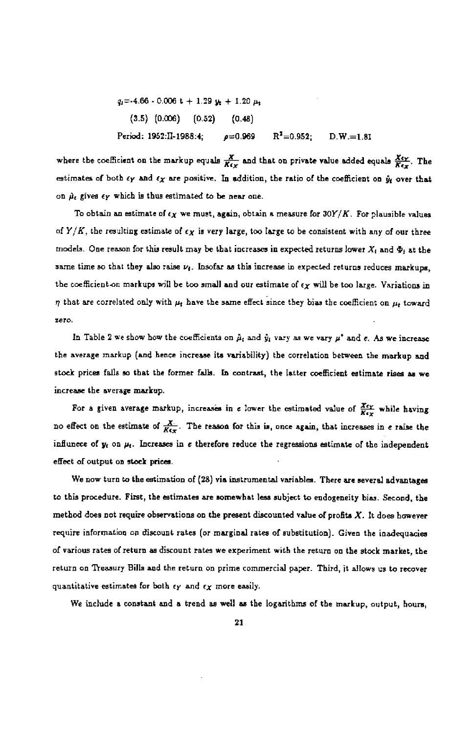$$q_t = -4.66 - 0.006\ t + 1.29\ y_t + 1.20\ \mu_t$$

$$(3.5)\quad (0.006)\quad (0.52)\quad (0.48)$$

Period: 1952:II-1988:4; $\rho=0.969$ $R^2=0.952$; D.W.=1.81

where the coefficient on the markup equals $\frac{X}{K\epsilon_X}$ and that on private value added equals $\frac{X\epsilon_Y}{K\epsilon_X}$. The estimates of both $\epsilon_Y$ and $\epsilon_X$ are positive. In addition, the ratio of the coefficient on $\hat{y}_t$ over that on $\hat{\mu}_t$ gives $\epsilon_Y$ which is thus estimated to be near one.

To obtain an estimate of $\epsilon_X$ we must, again, obtain a measure for $30Y/K$. For plausible values of $Y/K$, the resulting estimate of $\epsilon_X$ is very large, too large to be consistent with any of our three models. One reason for this result may be that increases in expected returns lower $X_t$ and $\Phi_t$ at the same time so that they also raise $\nu_t$. Insofar as this increase in expected returns reduces markups, the coefficient on markups will be too small and our estimate of $\epsilon_X$ will be too large. Variations in $\eta$ that are correlated only with $\mu_t$ have the same effect since they bias the coefficient on $\mu_t$ toward zero.

In Table 2 we show how the coefficients on $\hat{\mu}_t$ and $\hat{y}_t$ vary as we vary $\mu^*$ and $\epsilon$. As we increase the average markup (and hence increase its variability) the correlation between the markup and stock prices falls so that the former falls. In contrast, the latter coefficient estimate rises as we increase the average markup.

For a given average markup, increases in $\epsilon$ lower the estimated value of $\frac{X\epsilon_Y}{K\epsilon_X}$ while having no effect on the estimate of $\frac{X}{K\epsilon_X}$. The reason for this is, once again, that increases in $\epsilon$ raise the influnece of $y_t$ on $\mu_t$. Increases in $\epsilon$ therefore reduce the regressions estimate of the independent effect of output on stock prices.

We now turn to the estimation of (28) via instrumental variables. There are several advantages to this procedure. First, the estimates are somewhat less subject to endogeneity bias. Second, the method does not require observations on the present discounted value of profits $X$. It does however require information on discount rates (or marginal rates of substitution). Given the inadequacies of various rates of return as discount rates we experiment with the return on the stock market, the return on Treasury Bills and the return on prime commercial paper. Third, it allows us to recover quantitative estimates for both $\epsilon_Y$ and $\epsilon_X$ more easily.

We include a constant and a trend as well as the logarithms of the markup, output, hours,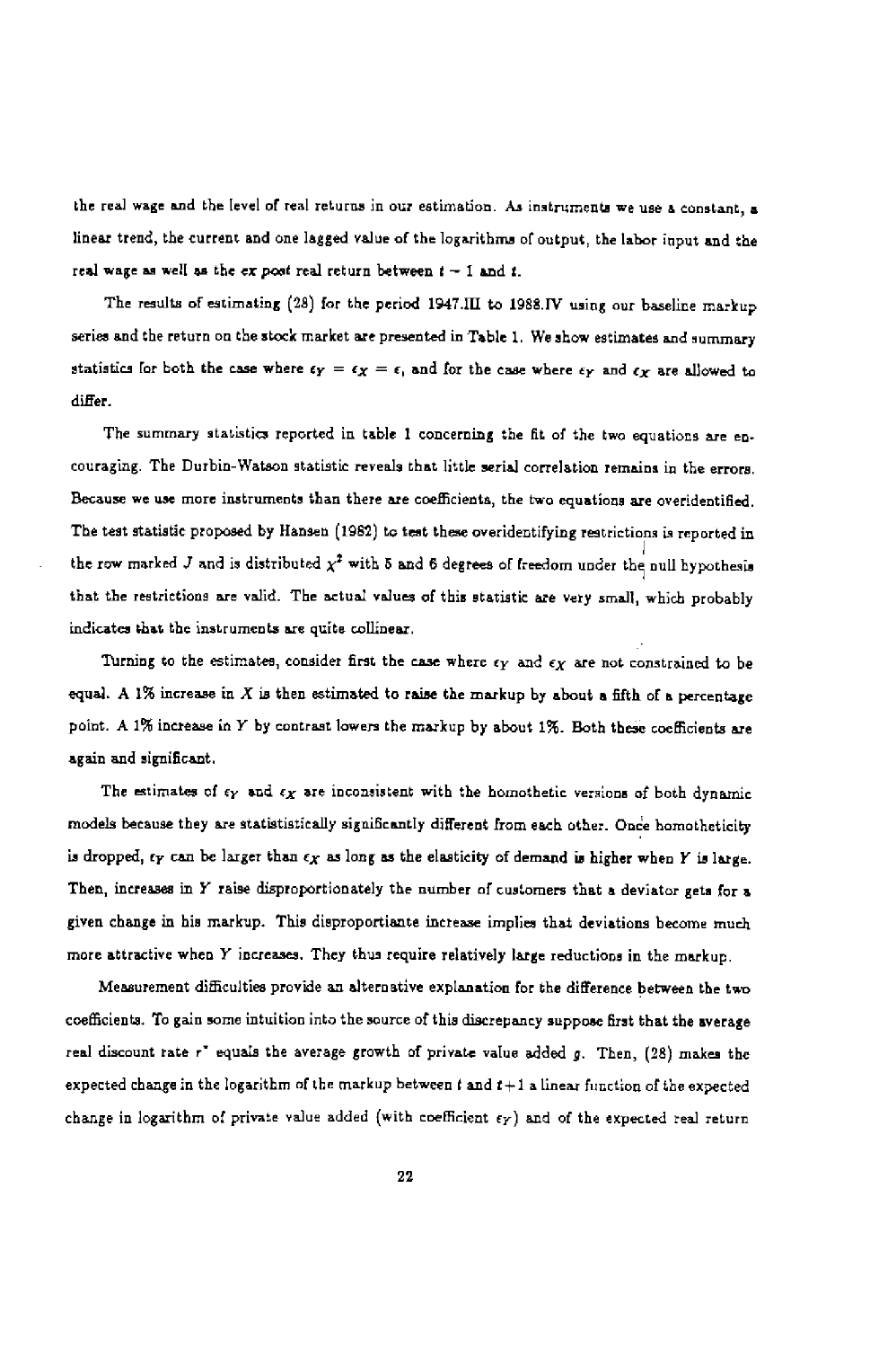the real wage and the level of real returns in our estimation. As instruments we use a constant, a linear trend, the current and one lagged value of the logarithms of output, the labor input and the real wage as well as the *ex post* real return between $t-1$ and $t$.

The results of estimating (28) for the period 1947.III to 1988.IV using our baseline markup series and the return on the stock market are presented in Table 1. We show estimates and summary statistics for both the case where $\epsilon_Y = \epsilon_X = \epsilon$, and for the case where $\epsilon_Y$ and $\epsilon_X$ are allowed to differ.

The summary statistics reported in table 1 concerning the fit of the two equations are encouraging. The Durbin-Watson statistic reveals that little serial correlation remains in the errors. Because we use more instruments than there are coefficients, the two equations are overidentified. The test statistic proposed by Hansen (1982) to test these overidentifying restrictions is reported in the row marked $J$ and is distributed $\chi^2$ with 5 and 6 degrees of freedom under the null hypothesis that the restrictions are valid. The actual values of this statistic are very small, which probably indicates that the instruments are quite collinear.

Turning to the estimates, consider first the case where $\epsilon_Y$ and $\epsilon_X$ are not constrained to be equal. A 1% increase in $X$ is then estimated to raise the markup by about a fifth of a percentage point. A 1% increase in $Y$ by contrast lowers the markup by about 1%. Both these coefficients are again and significant.

The estimates of $\epsilon_Y$ and $\epsilon_X$ are inconsistent with the homothetic versions of both dynamic models because they are statististically significantly different from each other. Once homotheticity is dropped, $\epsilon_Y$ can be larger than $\epsilon_X$ as long as the elasticity of demand is higher when $Y$ is large. Then, increases in $Y$ raise disproportionately the number of customers that a deviator gets for a given change in his markup. This disproportiante increase implies that deviations become much more attractive when $Y$ increases. They thus require relatively large reductions in the markup.

Measurement difficulties provide an alternative explanation for the difference between the two coefficients. To gain some intuition into the source of this discrepancy suppose first that the average real discount rate $r^*$ equals the average growth of private value added $g$. Then, (28) makes the expected change in the logarithm of the markup between $t$ and $t+1$ a linear function of the expected change in logarithm of private value added (with coefficient $\epsilon_Y$) and of the expected real return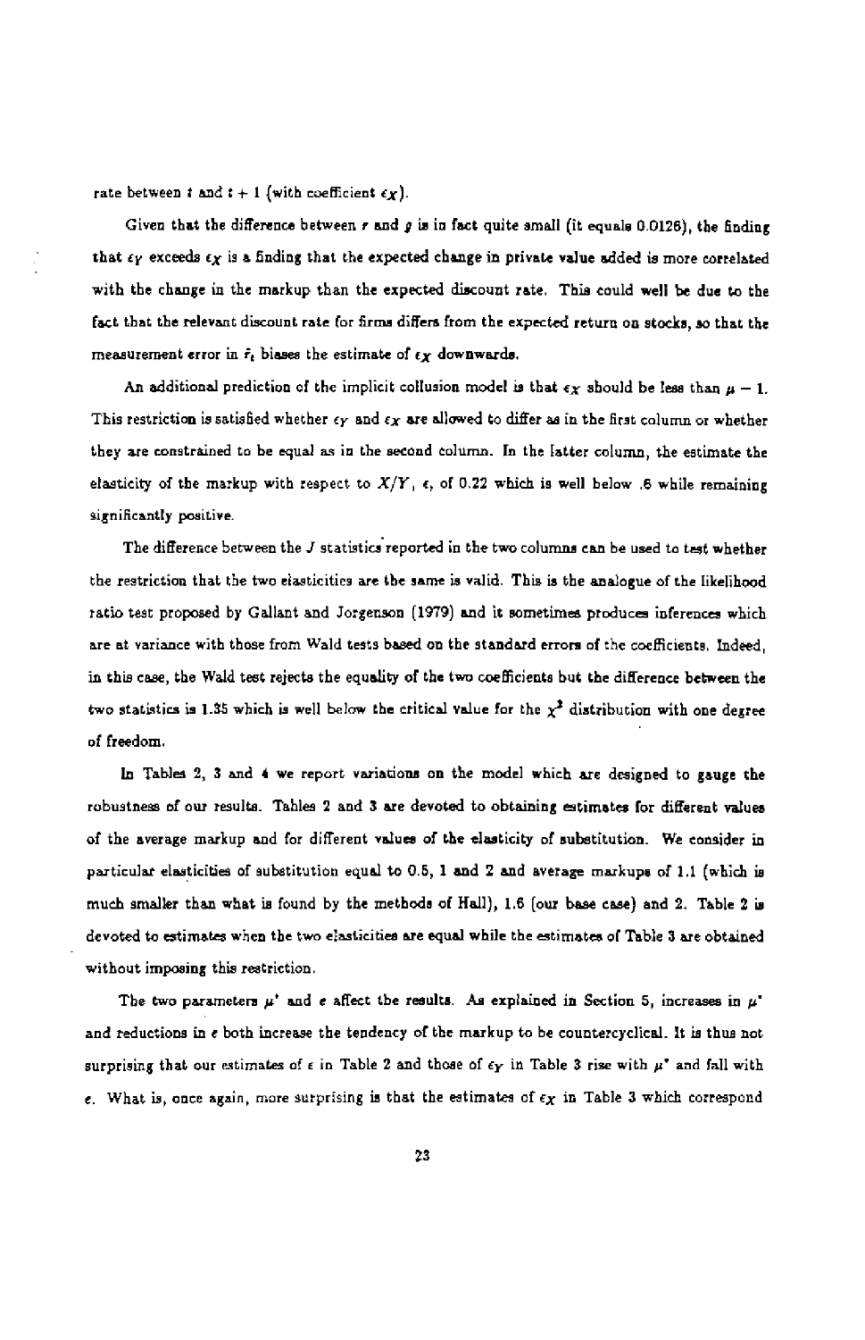rate between $t$ and $t+1$ (with coefficient $\epsilon_X$).

Given that the difference between $r$ and $g$ is in fact quite small (it equals 0.0126), the finding that $\epsilon_Y$ exceeds $\epsilon_X$ is a finding that the expected change in private value added is more correlated with the change in the markup than the expected discount rate. This could well be due to the fact that the relevant discount rate for firms differs from the expected return on stocks, so that the measurement error in $\hat{r}_t$ biases the estimate of $\epsilon_X$ downwards.

An additional prediction of the implicit collusion model is that $\epsilon_X$ should be less than $\mu - 1$. This restriction is satisfied whether $\epsilon_Y$ and $\epsilon_X$ are allowed to differ as in the first column or whether they are constrained to be equal as in the second column. In the latter column, the estimate the elasticity of the markup with respect to $X/Y$, $\epsilon$, of 0.22 which is well below .6 while remaining significantly positive.

The difference between the $J$ statistics reported in the two columns can be used to test whether the restriction that the two elasticities are the same is valid. This is the analogue of the likelihood ratio test proposed by Gallant and Jorgenson (1979) and it sometimes produces inferences which are at variance with those from Wald tests based on the standard errors of the coefficients. Indeed, in this case, the Wald test rejects the equality of the two coefficients but the difference between the two statistics is 1.35 which is well below the critical value for the $\chi^2$ distribution with one degree of freedom.

In Tables 2, 3 and 4 we report variations on the model which are designed to gauge the robustness of our results. Tables 2 and 3 are devoted to obtaining estimates for different values of the average markup and for different values of the elasticity of substitution. We consider in particular elasticities of substitution equal to 0.5, 1 and 2 and average markups of 1.1 (which is much smaller than what is found by the methods of Hall), 1.6 (our base case) and 2. Table 2 is devoted to estimates when the two elasticities are equal while the estimates of Table 3 are obtained without imposing this restriction.

The two parameters $\mu^*$ and $e$ affect the results. As explained in Section 5, increases in $\mu^*$ and reductions in $e$ both increase the tendency of the markup to be countercyclical. It is thus not surprising that our estimates of $\epsilon$ in Table 2 and those of $\epsilon_Y$ in Table 3 rise with $\mu^*$ and fall with $e$. What is, once again, more surprising is that the estimates of $\epsilon_X$ in Table 3 which correspond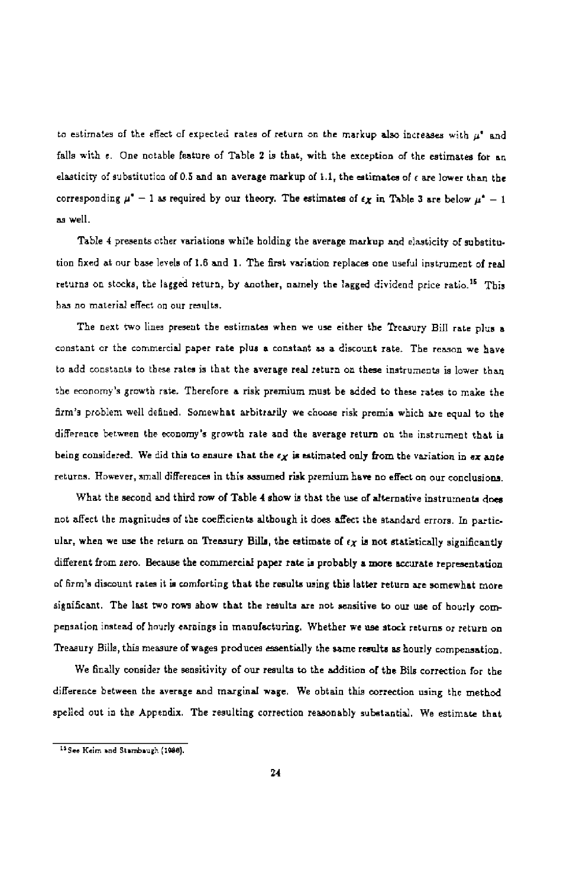to estimates of the effect of expected rates of return on the markup also increases with $\mu^*$ and falls with $\epsilon$. One notable feature of Table 2 is that, with the exception of the estimates for an elasticity of substitution of 0.5 and an average markup of 1.1, the estimates of $\epsilon$ are lower than the corresponding $\mu^* - 1$ as required by our theory. The estimates of $\epsilon_X$ in Table 3 are below $\mu^* - 1$ as well.

Table 4 presents other variations while holding the average markup and elasticity of substitution fixed at our base levels of 1.6 and 1. The first variation replaces one useful instrument of real returns on stocks, the lagged return, by another, namely the lagged dividend price ratio.[15] This has no material effect on our results.

The next two lines present the estimates when we use either the Treasury Bill rate plus a constant or the commercial paper rate plus a constant as a discount rate. The reason we have to add constants to these rates is that the average real return on these instruments is lower than the economy's growth rate. Therefore a risk premium must be added to these rates to make the firm's problem well defined. Somewhat arbitrarily we choose risk premia which are equal to the difference between the economy's growth rate and the average return on the instrument that is being considered. We did this to ensure that the $\epsilon_X$ is estimated only from the variation in *ex ante* returns. However, small differences in this assumed risk premium have no effect on our conclusions.

What the second and third row of Table 4 show is that the use of alternative instruments does not affect the magnitudes of the coefficients although it does affect the standard errors. In particular, when we use the return on Treasury Bills, the estimate of $\epsilon_X$ is not statistically significantly different from zero. Because the commercial paper rate is probably a more accurate representation of firm's discount rates it is comforting that the results using this latter return are somewhat more significant. The last two rows show that the results are not sensitive to our use of hourly compensation instead of hourly earnings in manufacturing. Whether we use stock returns or return on Treasury Bills, this measure of wages produces essentially the same results as hourly compensation.

We finally consider the sensitivity of our results to the addition of the Bils correction for the difference between the average and marginal wage. We obtain this correction using the method spelled out in the Appendix. The resulting correction reasonably substantial. We estimate that

[15] See Keim and Stambaugh (1986).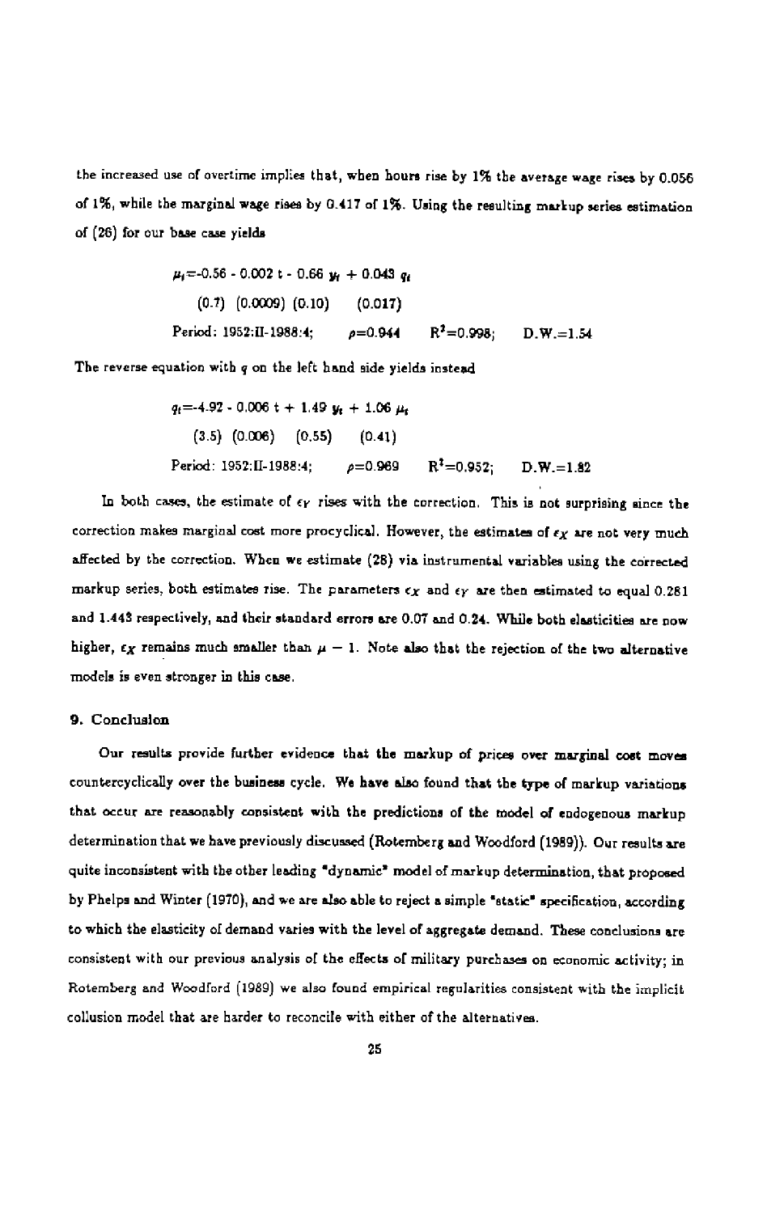the increased use of overtime implies that, when hours rise by 1% the average wage rises by 0.056 of 1%, while the marginal wage rises by 0.417 of 1%. Using the resulting markup series estimation of (26) for our base case yields

$$\mu_t = -0.56 - 0.002\, t - 0.66\, y_t + 0.043\, q_t$$
$$(0.7)\quad (0.0009)\quad (0.10)\quad (0.017)$$

Period: 1952:II-1988:4; $\rho=0.944$ $R^2=0.998$; D.W.=1.54

The reverse equation with $q$ on the left hand side yields instead

$$q_t = -4.92 - 0.006\, t + 1.49\, y_t + 1.06\, \mu_t$$
$$(3.5)\quad (0.006)\quad (0.55)\quad (0.41)$$

Period: 1952:II-1988:4; $\rho=0.969$ $R^2=0.952$; D.W.=1.82

In both cases, the estimate of $\epsilon_Y$ rises with the correction. This is not surprising since the correction makes marginal cost more procyclical. However, the estimates of $\epsilon_X$ are not very much affected by the correction. When we estimate (28) via instrumental variables using the corrected markup series, both estimates rise. The parameters $\epsilon_X$ and $\epsilon_Y$ are then estimated to equal 0.281 and 1.443 respectively, and their standard errors are 0.07 and 0.24. While both elasticities are now higher, $\epsilon_X$ remains much smaller than $\mu - 1$. Note also that the rejection of the two alternative models is even stronger in this case.

## 9. Conclusion

Our results provide further evidence that the markup of prices over marginal cost moves countercyclically over the business cycle. We have also found that the type of markup variations that occur are reasonably consistent with the predictions of the model of endogenous markup determination that we have previously discussed (Rotemberg and Woodford (1989)). Our results are quite inconsistent with the other leading "dynamic" model of markup determination, that proposed by Phelps and Winter (1970), and we are also able to reject a simple "static" specification, according to which the elasticity of demand varies with the level of aggregate demand. These conclusions are consistent with our previous analysis of the effects of military purchases on economic activity; in Rotemberg and Woodford (1989) we also found empirical regularities consistent with the implicit collusion model that are harder to reconcile with either of the alternatives.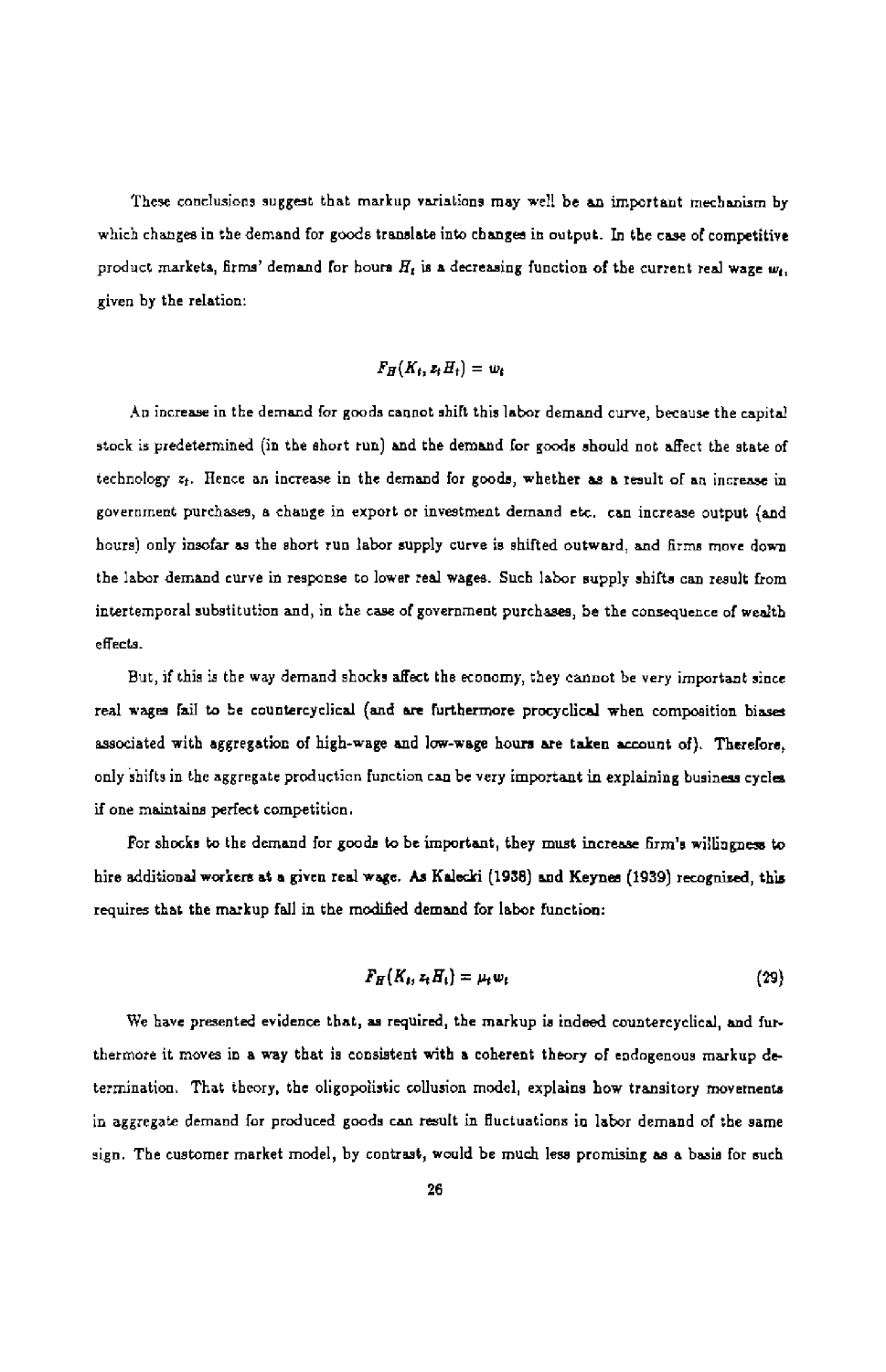These conclusions suggest that markup variations may well be an important mechanism by which changes in the demand for goods translate into changes in output. In the case of competitive product markets, firms' demand for hours $H_t$ is a decreasing function of the current real wage $w_t$, given by the relation:

$$F_H(K_t, z_t H_t) = w_t$$

An increase in the demand for goods cannot shift this labor demand curve, because the capital stock is predetermined (in the short run) and the demand for goods should not affect the state of technology $z_t$. Hence an increase in the demand for goods, whether as a result of an increase in government purchases, a change in export or investment demand etc. can increase output (and hours) only insofar as the short run labor supply curve is shifted outward, and firms move down the labor demand curve in response to lower real wages. Such labor supply shifts can result from intertemporal substitution and, in the case of government purchases, be the consequence of wealth effects.

But, if this is the way demand shocks affect the economy, they cannot be very important since real wages fail to be countercyclical (and are furthermore procyclical when composition biases associated with aggregation of high-wage and low-wage hours are taken account of). Therefore, only shifts in the aggregate production function can be very important in explaining business cycles if one maintains perfect competition.

For shocks to the demand for goods to be important, they must increase firm's willingness to hire additional workers at a given real wage. As Kalecki (1938) and Keynes (1939) recognized, this requires that the markup fall in the modified demand for labor function:

$$F_H(K_t, z_t H_t) = \mu_t w_t \tag{29}$$

We have presented evidence that, as required, the markup is indeed countercyclical, and furthermore it moves in a way that is consistent with a coherent theory of endogenous markup determination. That theory, the oligopolistic collusion model, explains how transitory movements in aggregate demand for produced goods can result in fluctuations in labor demand of the same sign. The customer market model, by contrast, would be much less promising as a basis for such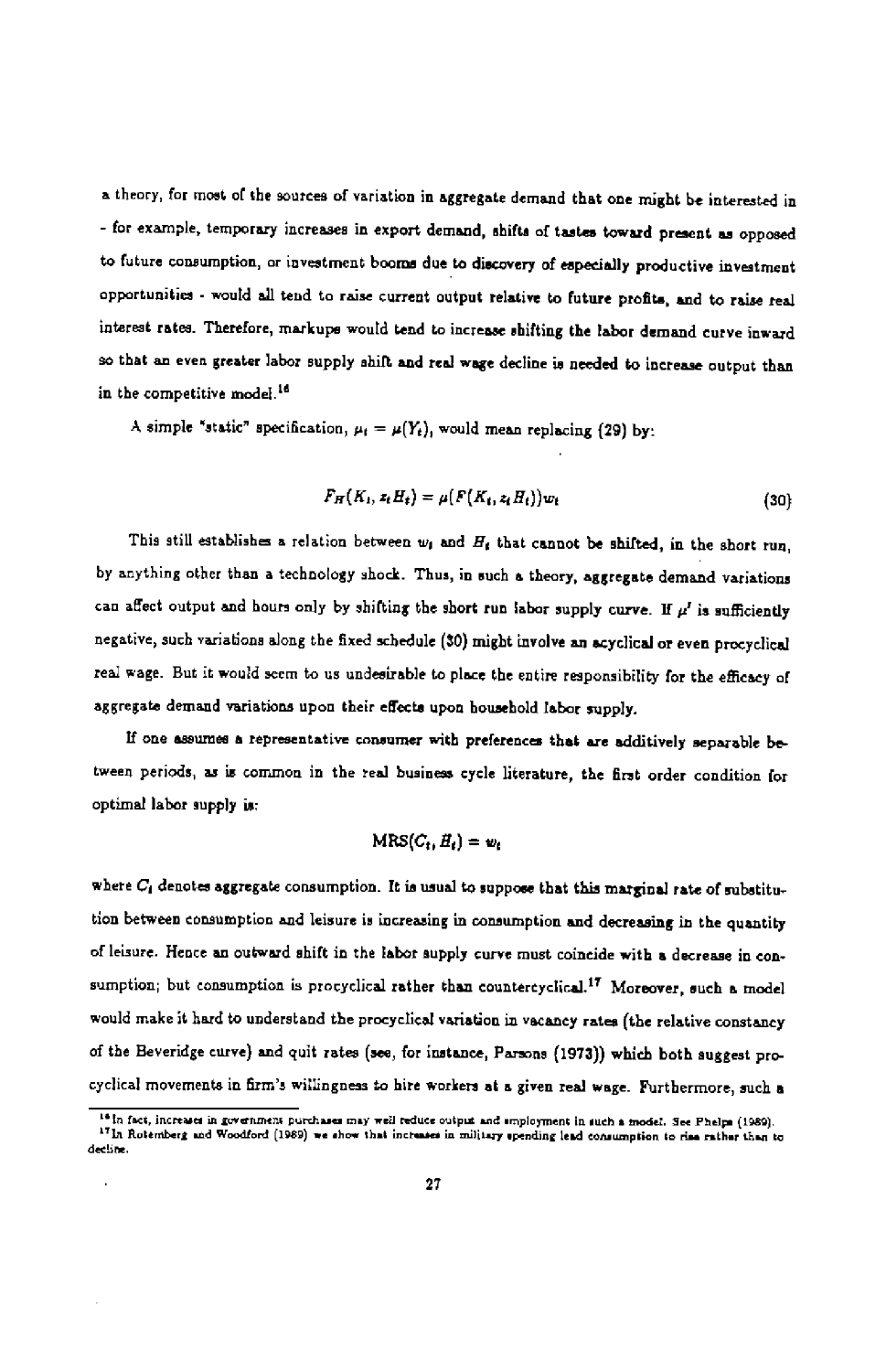a theory, for most of the sources of variation in aggregate demand that one might be interested in - for example, temporary increases in export demand, shifts of tastes toward present as opposed to future consumption, or investment booms due to discovery of especially productive investment opportunities - would all tend to raise current output relative to future profits, and to raise real interest rates. Therefore, markups would tend to increase shifting the labor demand curve inward so that an even greater labor supply shift and real wage decline is needed to increase output than in the competitive model.[16]

A simple "static" specification, $\mu_t = \mu(Y_t)$, would mean replacing (29) by:

$$F_H(K_t, z_t H_t) = \mu(F(K_t, z_t H_t))w_t \tag{30}$$

This still establishes a relation between $w_t$ and $H_t$ that cannot be shifted, in the short run, by anything other than a technology shock. Thus, in such a theory, aggregate demand variations can affect output and hours only by shifting the short run labor supply curve. If $\mu'$ is sufficiently negative, such variations along the fixed schedule (30) might involve an acyclical or even procyclical real wage. But it would seem to us undesirable to place the entire responsibility for the efficacy of aggregate demand variations upon their effects upon household labor supply.

If one assumes a representative consumer with preferences that are additively separable between periods, as is common in the real business cycle literature, the first order condition for optimal labor supply is:

$$\text{MRS}(C_t, H_t) = w_t$$

where $C_t$ denotes aggregate consumption. It is usual to suppose that this marginal rate of substitution between consumption and leisure is increasing in consumption and decreasing in the quantity of leisure. Hence an outward shift in the labor supply curve must coincide with a decrease in consumption; but consumption is procyclical rather than countercyclical.[17] Moreover, such a model would make it hard to understand the procyclical variation in vacancy rates (the relative constancy of the Beveridge curve) and quit rates (see, for instance, Parsons (1973)) which both suggest procyclical movements in firm's willingness to hire workers at a given real wage. Furthermore, such a

---

[16] In fact, increases in government purchases may well reduce output and employment in such a model. See Phelps (1989).

[17] In Rotemberg and Woodford (1989) we show that increases in military spending lead consumption to rise rather than to decline.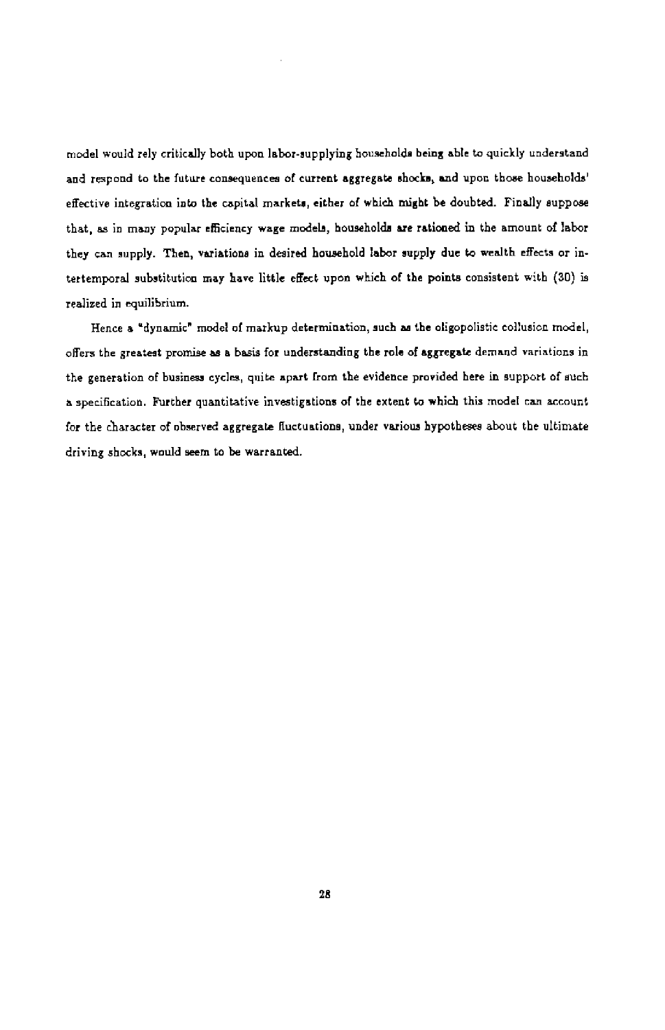model would rely critically both upon labor-supplying households being able to quickly understand and respond to the future consequences of current aggregate shocks, and upon those households' effective integration into the capital markets, either of which might be doubted. Finally suppose that, as in many popular efficiency wage models, households are rationed in the amount of labor they can supply. Then, variations in desired household labor supply due to wealth effects or intertemporal substitution may have little effect upon which of the points consistent with (30) is realized in equilibrium.

Hence a "dynamic" model of markup determination, such as the oligopolistic collusion model, offers the greatest promise as a basis for understanding the role of aggregate demand variations in the generation of business cycles, quite apart from the evidence provided here in support of such a specification. Further quantitative investigations of the extent to which this model can account for the character of observed aggregate fluctuations, under various hypotheses about the ultimate driving shocks, would seem to be warranted.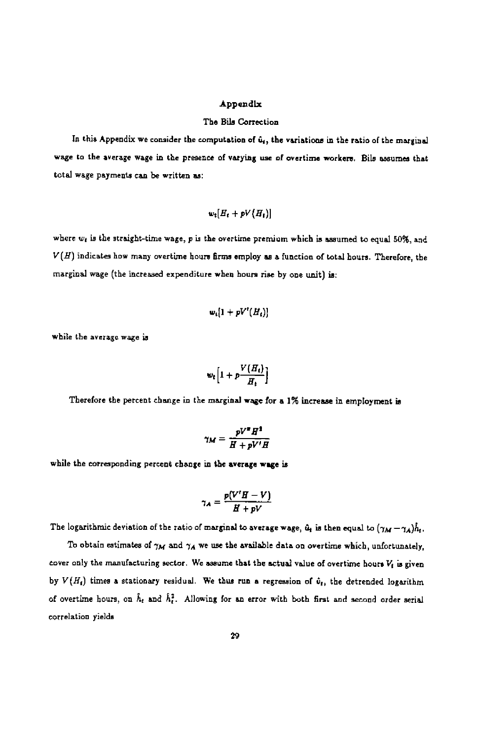# Appendix

## The Bils Correction

In this Appendix we consider the computation of $\hat{u}_t$, the variations in the ratio of the marginal wage to the average wage in the presence of varying use of overtime workers. Bils assumes that total wage payments can be written as:

$$w_t[H_t + pV(H_t)]$$

where $w_t$ is the straight-time wage, $p$ is the overtime premium which is assumed to equal 50%, and $V(H)$ indicates how many overtime hours firms employ as a function of total hours. Therefore, the marginal wage (the increased expenditure when hours rise by one unit) is:

$$w_t[1 + pV'(H_t)]$$

while the average wage is

$$w_t\left[1 + p\frac{V(H_t)}{H_t}\right]$$

Therefore the percent change in the marginal wage for a 1% increase in employment is

$$\gamma_M = \frac{pV''H^2}{H + pV'H}$$

while the corresponding percent change in the average wage is

$$\gamma_A = \frac{p(V'H - V)}{H + pV}$$

The logarithmic deviation of the ratio of marginal to average wage, $\hat{u}_t$ is then equal to $(\gamma_M - \gamma_A)\hat{h}_t$.

To obtain estimates of $\gamma_M$ and $\gamma_A$ we use the available data on overtime which, unfortunately, cover only the manufacturing sector. We assume that the actual value of overtime hours $V_t$ is given by $V(H_t)$ times a stationary residual. We thus run a regression of $\hat{v}_t$, the detrended logarithm of overtime hours, on $\hat{h}_t$ and $\hat{h}_t^2$. Allowing for an error with both first and second order serial correlation yields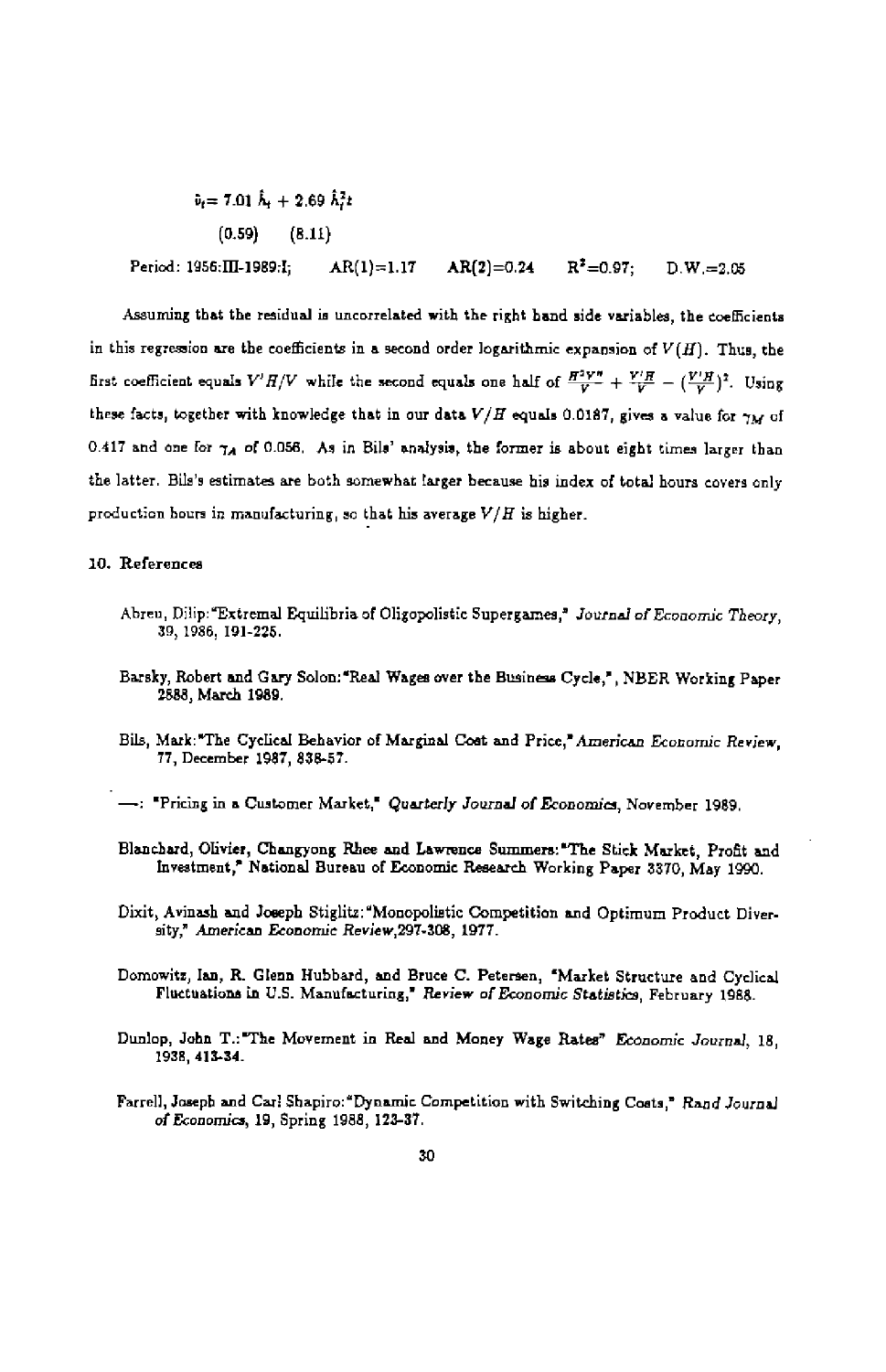$$\hat{v}_t = 7.01\,\hat{h}_t + 2.69\,\hat{h}_t^2 t$$

(0.59) (8.11)

Period: 1956:III-1989:I; AR(1)=1.17 AR(2)=0.24 $R^2$=0.97; D.W.=2.05

Assuming that the residual is uncorrelated with the right hand side variables, the coefficients in this regression are the coefficients in a second order logarithmic expansion of $V(H)$. Thus, the first coefficient equals $V'H/V$ while the second equals one half of $\frac{H^2V''}{V} + \frac{V'H}{V} - (\frac{V'H}{V})^2$. Using these facts, together with knowledge that in our data $V/H$ equals 0.0187, gives a value for $\gamma_M$ of 0.417 and one for $\gamma_A$ of 0.056. As in Bils' analysis, the former is about eight times larger than the latter. Bils's estimates are both somewhat larger because his index of total hours covers only production hours in manufacturing, so that his average $V/H$ is higher.

## 10. References

Abreu, Dilip: "Extremal Equilibria of Oligopolistic Supergames," *Journal of Economic Theory*, 39, 1986, 191-225.

Barsky, Robert and Gary Solon: "Real Wages over the Business Cycle,", NBER Working Paper 2888, March 1989.

Bils, Mark: "The Cyclical Behavior of Marginal Cost and Price," *American Economic Review*, 77, December 1987, 838-57.

—: "Pricing in a Customer Market," *Quarterly Journal of Economics*, November 1989.

Blanchard, Olivier, Changyong Rhee and Lawrence Summers: "The Stick Market, Profit and Investment," National Bureau of Economic Research Working Paper 3370, May 1990.

Dixit, Avinash and Joseph Stiglitz: "Monopolistic Competition and Optimum Product Diversity," *American Economic Review*, 297-308, 1977.

Domowitz, Ian, R. Glenn Hubbard, and Bruce C. Petersen, "Market Structure and Cyclical Fluctuations in U.S. Manufacturing," *Review of Economic Statistics*, February 1988.

Dunlop, John T.: "The Movement in Real and Money Wage Rates" *Economic Journal*, 18, 1938, 413-34.

Farrell, Joseph and Carl Shapiro: "Dynamic Competition with Switching Costs," *Rand Journal of Economics*, 19, Spring 1988, 123-37.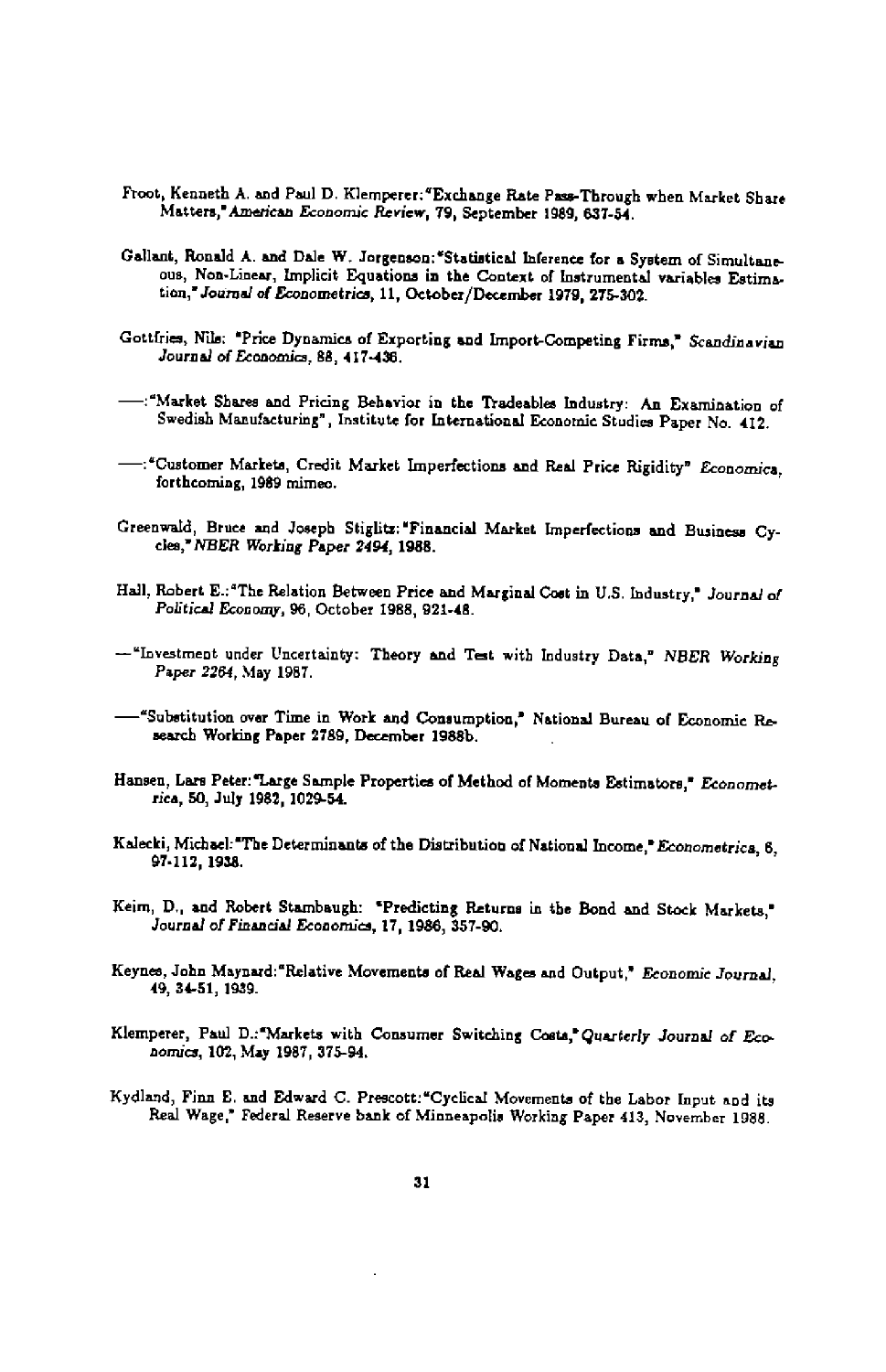Froot, Kenneth A. and Paul D. Klemperer: "Exchange Rate Pass-Through when Market Share Matters," *American Economic Review*, 79, September 1989, 637-54.

Gallant, Ronald A. and Dale W. Jorgenson: "Statistical Inference for a System of Simultaneous, Non-Linear, Implicit Equations in the Context of Instrumental variables Estimation," *Journal of Econometrics*, 11, October/December 1979, 275-302.

Gottfries, Nils: "Price Dynamics of Exporting and Import-Competing Firms," *Scandinavian Journal of Economics*, 88, 417-436.

——: "Market Shares and Pricing Behavior in the Tradeables Industry: An Examination of Swedish Manufacturing", Institute for International Economic Studies Paper No. 412.

——: "Customer Markets, Credit Market Imperfections and Real Price Rigidity" *Economica*, forthcoming, 1989 mimeo.

Greenwald, Bruce and Joseph Stiglitz: "Financial Market Imperfections and Business Cycles," *NBER Working Paper 2494*, 1988.

Hall, Robert E.: "The Relation Between Price and Marginal Cost in U.S. Industry," *Journal of Political Economy*, 96, October 1988, 921-48.

—"Investment under Uncertainty: Theory and Test with Industry Data," *NBER Working Paper 2264*, May 1987.

——"Substitution over Time in Work and Consumption," National Bureau of Economic Research Working Paper 2789, December 1988b.

Hansen, Lars Peter: "Large Sample Properties of Method of Moments Estimators," *Econometrica*, 50, July 1982, 1029-54.

Kalecki, Michael: "The Determinants of the Distribution of National Income," *Econometrica*, 6, 97-112, 1938.

Keim, D., and Robert Stambaugh: "Predicting Returns in the Bond and Stock Markets," *Journal of Financial Economics*, 17, 1986, 357-90.

Keynes, John Maynard: "Relative Movements of Real Wages and Output," *Economic Journal*, 49, 34-51, 1939.

Klemperer, Paul D.: "Markets with Consumer Switching Costs," *Quarterly Journal of Economics*, 102, May 1987, 375-94.

Kydland, Finn E. and Edward C. Prescott: "Cyclical Movements of the Labor Input and its Real Wage," Federal Reserve bank of Minneapolis Working Paper 413, November 1988.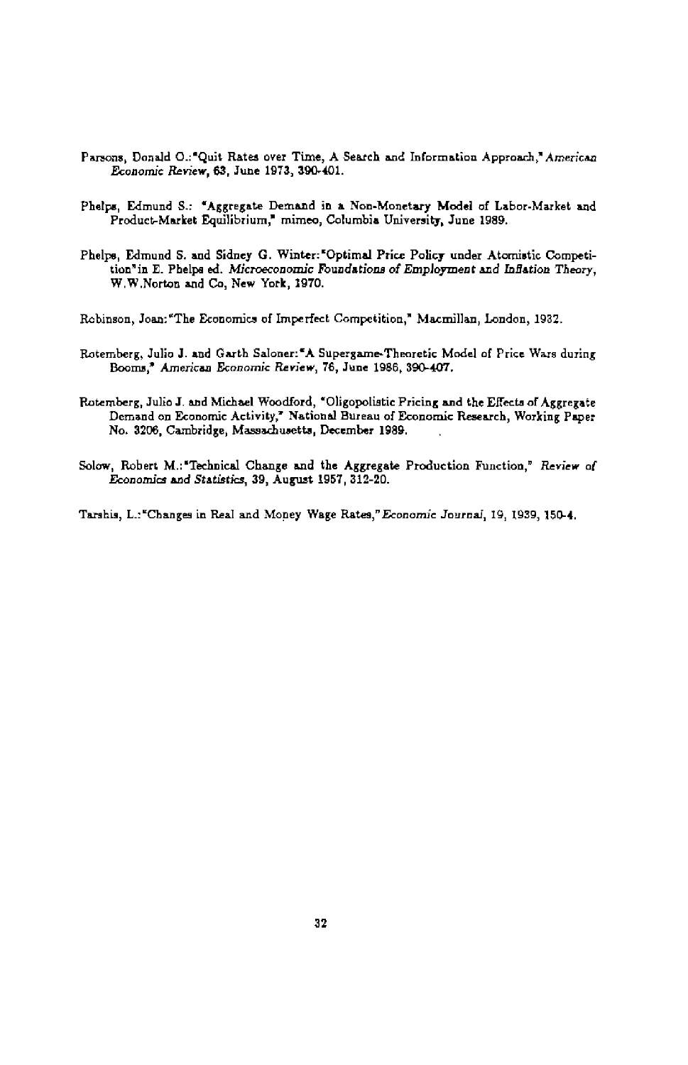Parsons, Donald O.:"Quit Rates over Time, A Search and Information Approach," *American Economic Review*, 63, June 1973, 390-401.

Phelps, Edmund S.: "Aggregate Demand in a Non-Monetary Model of Labor-Market and Product-Market Equilibrium," mimeo, Columbia University, June 1989.

Phelps, Edmund S. and Sidney G. Winter:"Optimal Price Policy under Atomistic Competition" in E. Phelps ed. *Microeconomic Foundations of Employment and Inflation Theory*, W.W.Norton and Co, New York, 1970.

Robinson, Joan:"The Economics of Imperfect Competition," Macmillan, London, 1932.

Rotemberg, Julio J. and Garth Saloner:"A Supergame-Theoretic Model of Price Wars during Booms," *American Economic Review*, 76, June 1986, 390-407.

Rotemberg, Julio J. and Michael Woodford, "Oligopolistic Pricing and the Effects of Aggregate Demand on Economic Activity," National Bureau of Economic Research, Working Paper No. 3206, Cambridge, Massachusetts, December 1989.

Solow, Robert M.:"Technical Change and the Aggregate Production Function," *Review of Economics and Statistics*, 39, August 1957, 312-20.

Tarshis, L.:"Changes in Real and Money Wage Rates," *Economic Journal*, 19, 1939, 150-4.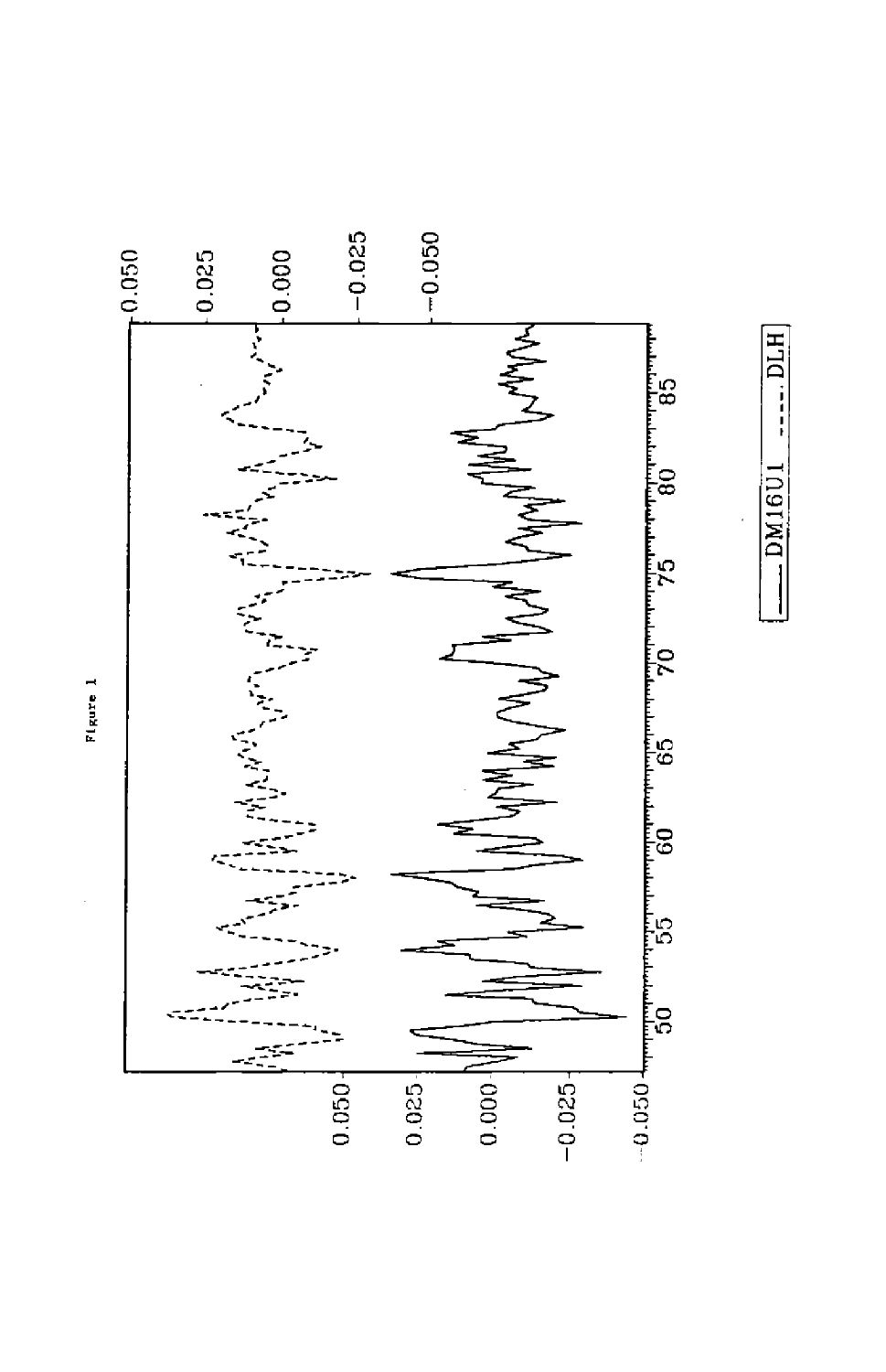Figure 1

DM16U1 ---- DLH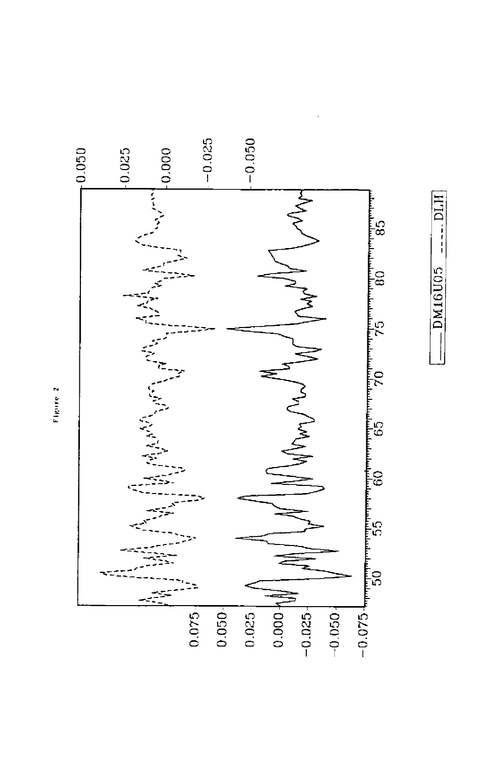Figure 2

0.050 0.025 0.000 −0.025 −0.050

0.075 0.050 0.025 0.000 −0.025 −0.050 −0.075

50 55 60 65 70 75 80 85

—— DM16U05 - - - - DLH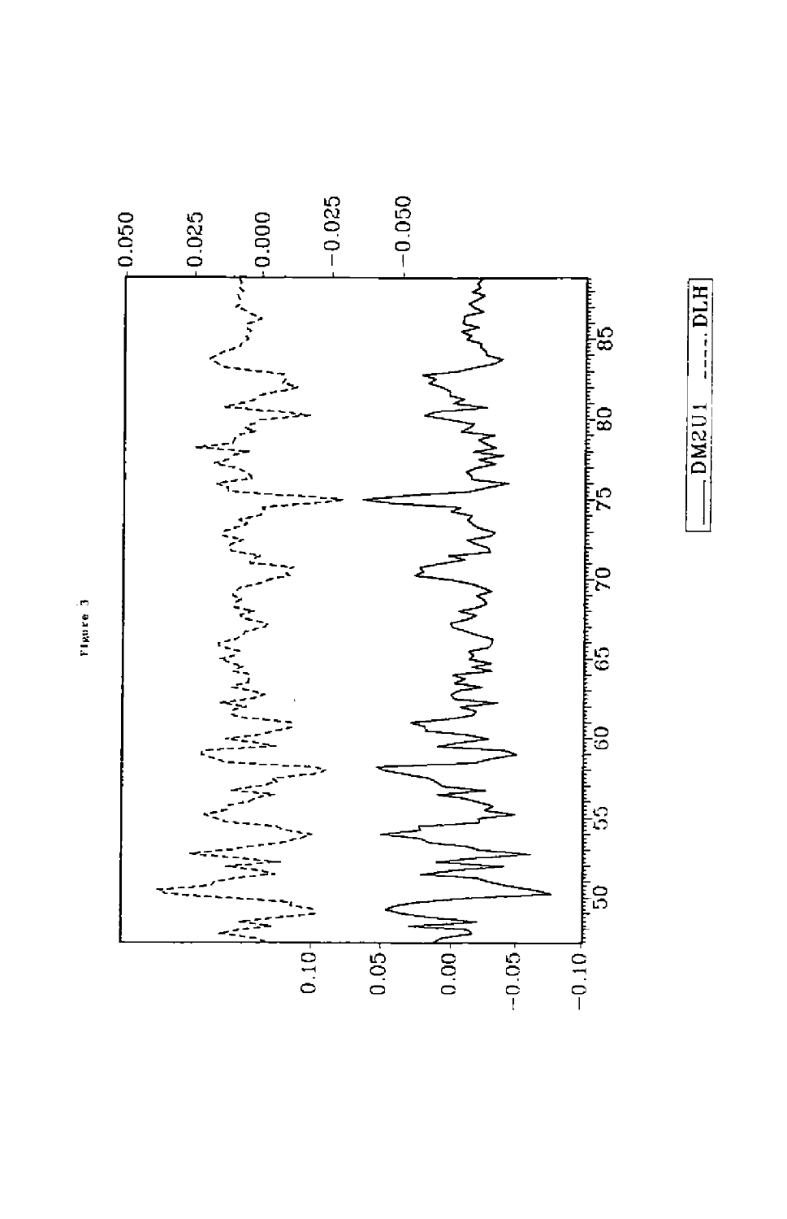Figure 3

DM2U1 ---- DLH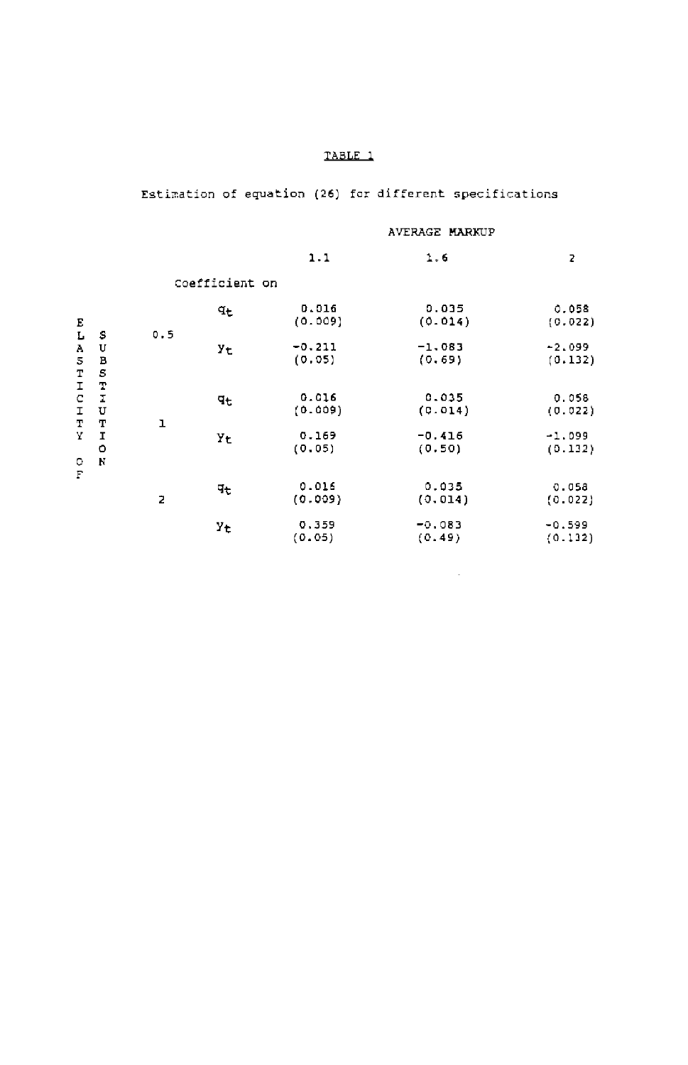TABLE 1

Estimation of equation (26) for different specifications

| Elasticity of substitution | Coefficient on | Average markup 1.1 | Average markup 1.6 | Average markup 2 |
|---|---|---|---|---|
| 0.5 | $q_t$ | 0.016<br>(0.009) | 0.035<br>(0.014) | 0.058<br>(0.022) |
| | $y_t$ | -0.211<br>(0.05) | -1.083<br>(0.69) | -2.099<br>(0.132) |
| 1 | $q_t$ | 0.016<br>(0.009) | 0.035<br>(0.014) | 0.058<br>(0.022) |
| | $y_t$ | 0.169<br>(0.05) | -0.416<br>(0.50) | -1.099<br>(0.132) |
| 2 | $q_t$ | 0.016<br>(0.009) | 0.035<br>(0.014) | 0.058<br>(0.022) |
| | $y_t$ | 0.359<br>(0.05) | -0.083<br>(0.49) | -0.599<br>(0.132) |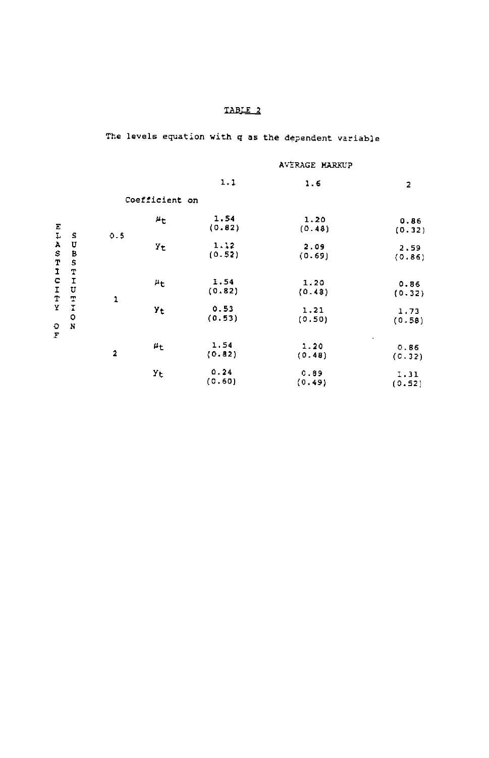# TABLE 2

The levels equation with q as the dependent variable

| Elasticity of Substitution | Coefficient on | Average Markup 1.1 | Average Markup 1.6 | Average Markup 2 |
|---|---|---|---|---|
| 0.5 | $\mu_t$ | 1.54 (0.82) | 1.20 (0.48) | 0.86 (0.32) |
| | $y_t$ | 1.12 (0.52) | 2.09 (0.69) | 2.59 (0.86) |
| 1 | $\mu_t$ | 1.54 (0.82) | 1.20 (0.48) | 0.86 (0.32) |
| | $y_t$ | 0.53 (0.53) | 1.21 (0.50) | 1.73 (0.58) |
| 2 | $\mu_t$ | 1.54 (0.82) | 1.20 (0.48) | 0.86 (0.32) |
| | $y_t$ | 0.24 (0.60) | 0.89 (0.49) | 1.31 (0.52) |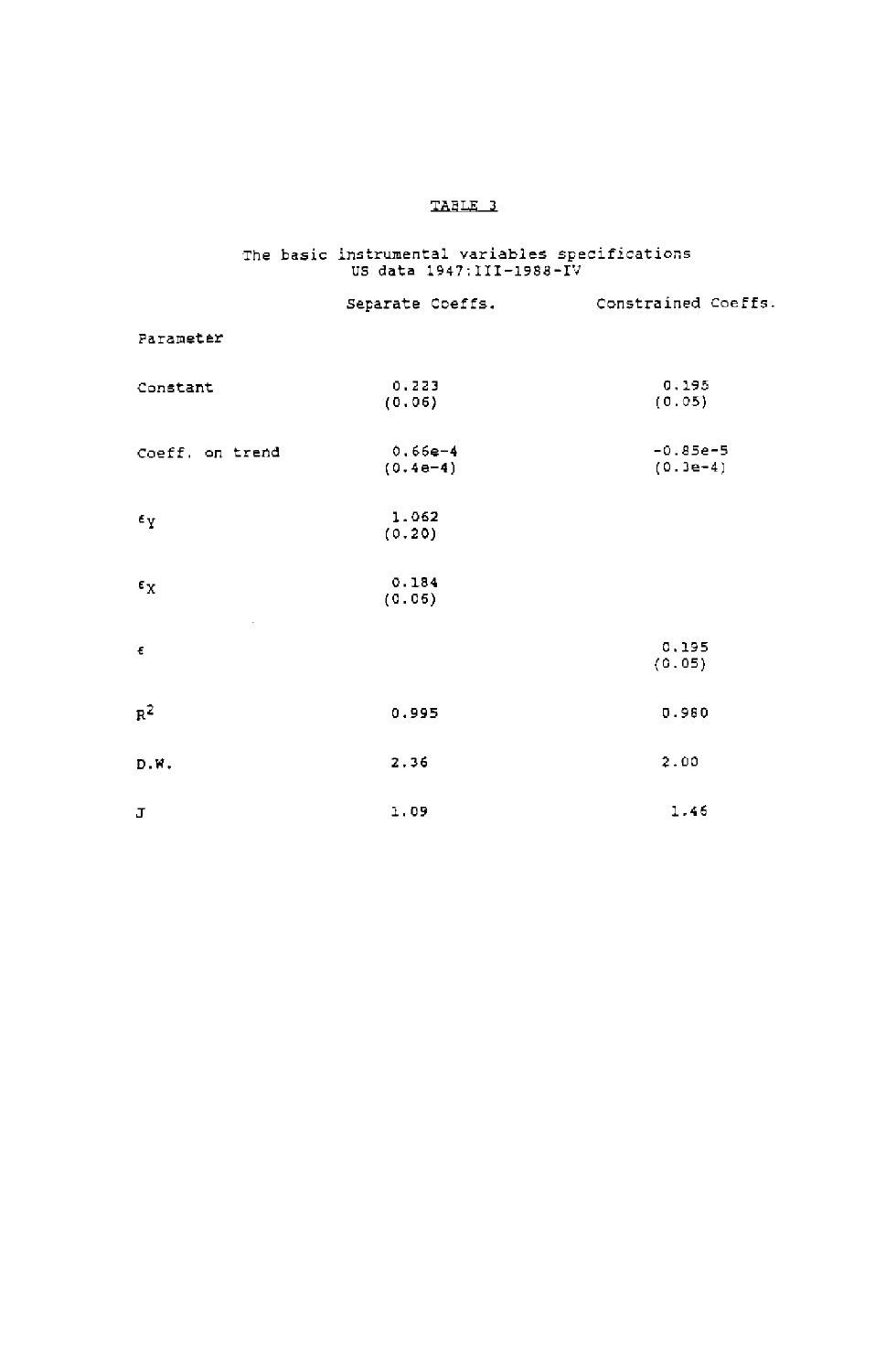TABLE 3

The basic instrumental variables specifications
US data 1947:III-1988-IV

| Parameter | Separate Coeffs. | Constrained Coeffs. |
|---|---|---|
| Constant | 0.223<br>(0.06) | 0.195<br>(0.05) |
| Coeff. on trend | 0.66e-4<br>(0.4e-4) | -0.85e-5<br>(0.3e-4) |
| $\epsilon_Y$ | 1.062<br>(0.20) | |
| $\epsilon_X$ | 0.184<br>(0.06) | |
| $\epsilon$ | | 0.195<br>(0.05) |
| $R^2$ | 0.995 | 0.980 |
| D.W. | 2.36 | 2.00 |
| J | 1.09 | 1.46 |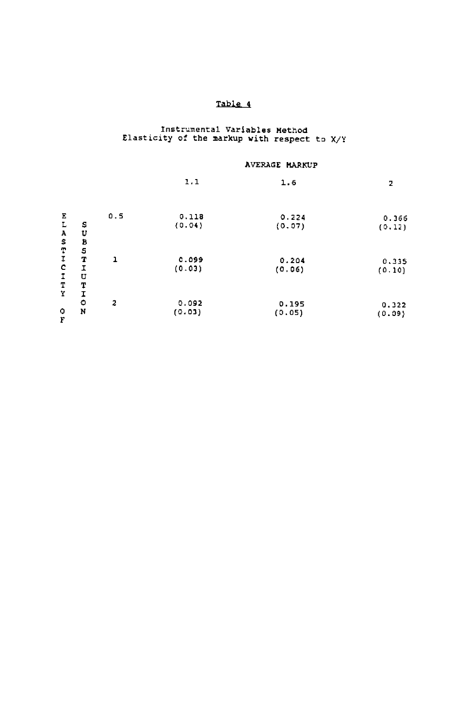# Table 4

Instrumental Variables Method
Elasticity of the markup with respect to X/Y

| | AVERAGE MARKUP | | |
|---|---|---|---|
| ELASTICITY OF SUBSTITUTION | 1.1 | 1.6 | 2 |
| 0.5 | 0.118<br>(0.04) | 0.224<br>(0.07) | 0.366<br>(0.12) |
| 1 | 0.099<br>(0.03) | 0.204<br>(0.06) | 0.335<br>(0.10) |
| 2 | 0.092<br>(0.03) | 0.195<br>(0.05) | 0.322<br>(0.09) |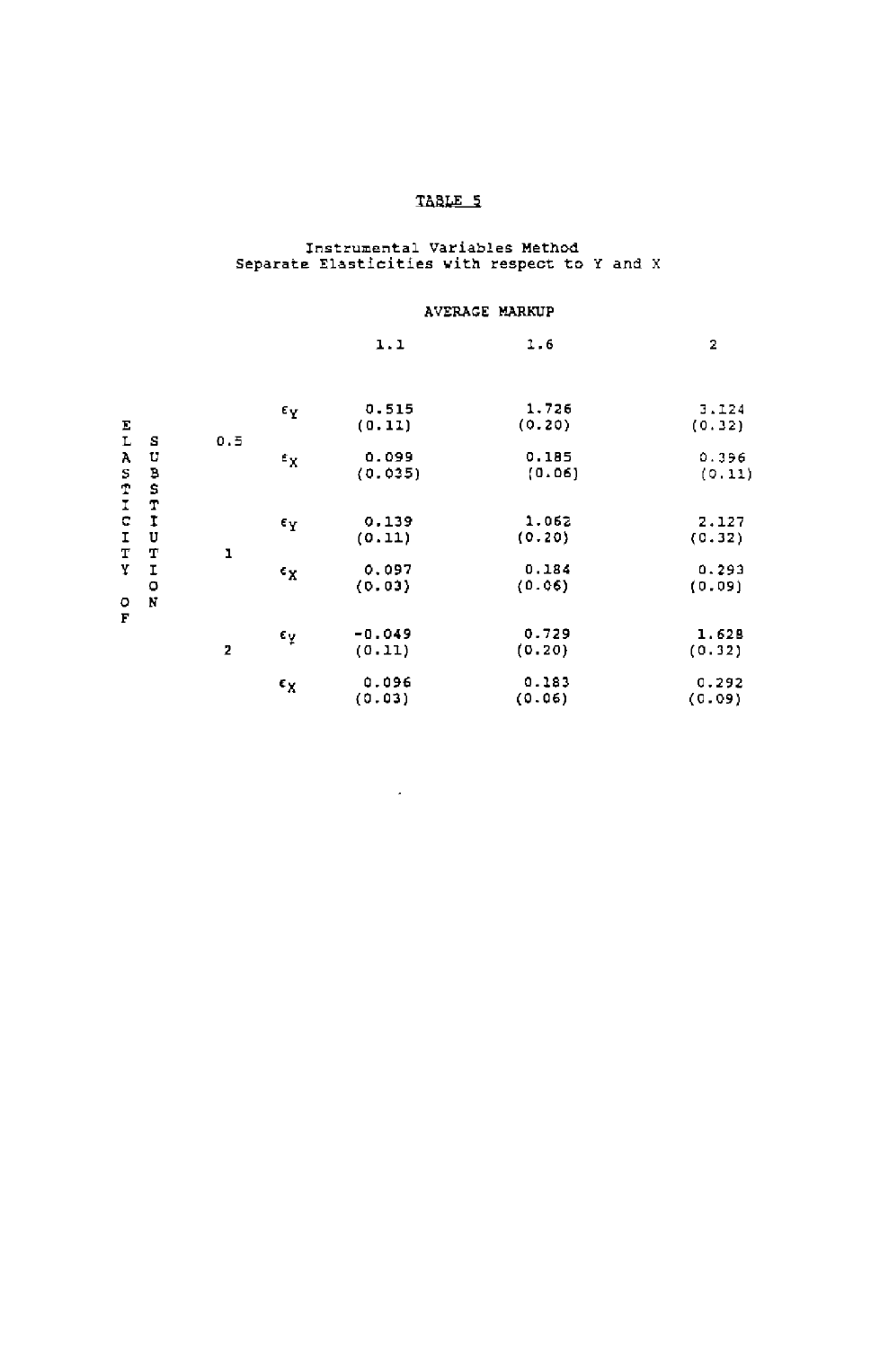## TABLE 5

Instrumental Variables Method
Separate Elasticities with respect to Y and X

| ELASTICITY OF SUBSTITUTION | | AVERAGE MARKUP 1.1 | 1.6 | 2 |
|---|---|---|---|---|
| 0.5 | $\epsilon_Y$ | 0.515 | 1.726 | 3.124 |
| | | (0.11) | (0.20) | (0.32) |
| | $\epsilon_X$ | 0.099 | 0.185 | 0.396 |
| | | (0.035) | (0.06) | (0.11) |
| 1 | $\epsilon_Y$ | 0.139 | 1.062 | 2.127 |
| | | (0.11) | (0.20) | (0.32) |
| | $\epsilon_X$ | 0.097 | 0.184 | 0.293 |
| | | (0.03) | (0.06) | (0.09) |
| 2 | $\epsilon_Y$ | -0.049 | 0.729 | 1.628 |
| | | (0.11) | (0.20) | (0.32) |
| | $\epsilon_X$ | 0.096 | 0.183 | 0.292 |
| | | (0.03) | (0.06) | (0.09) |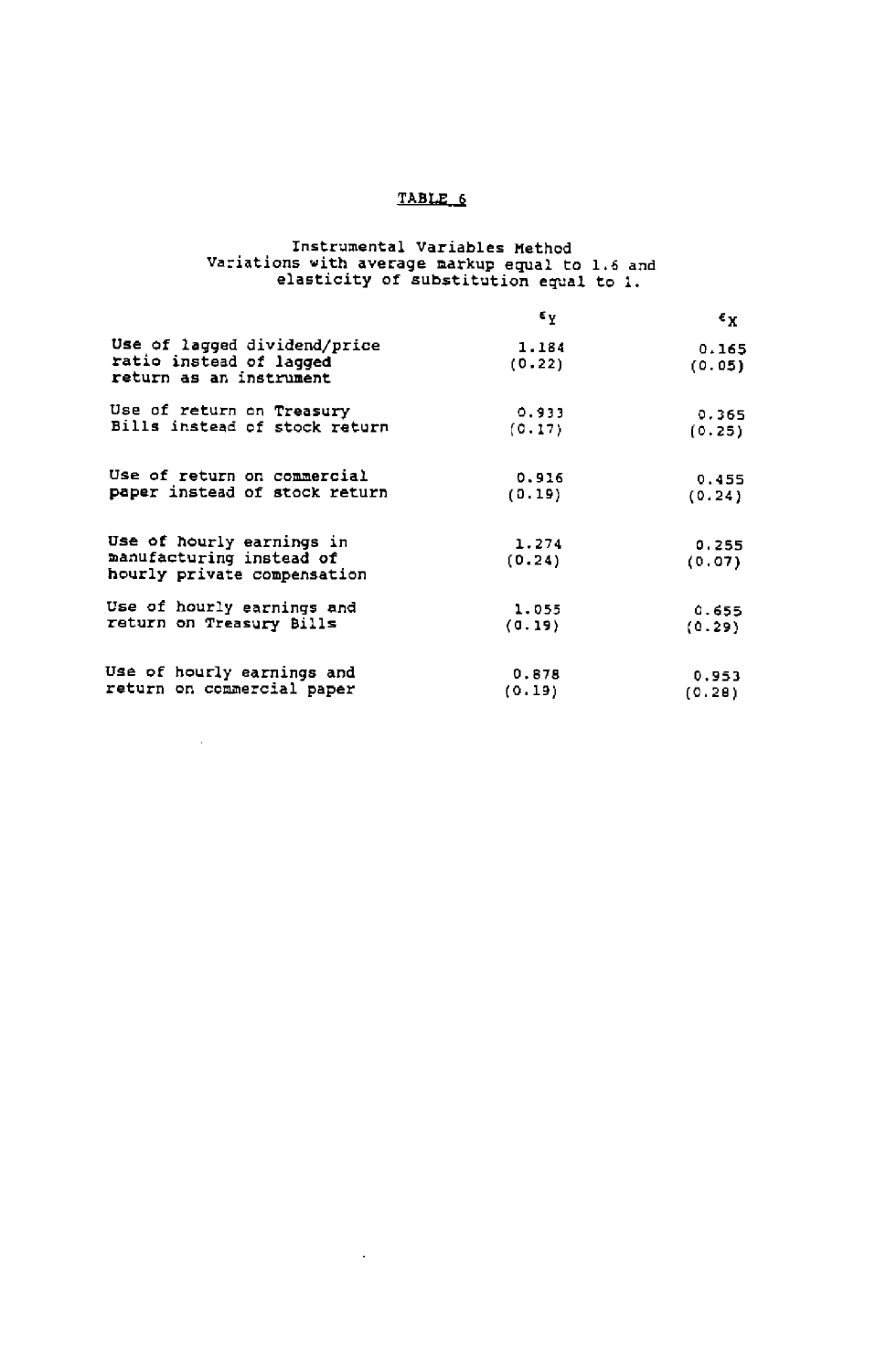# TABLE 6

Instrumental Variables Method
Variations with average markup equal to 1.6 and elasticity of substitution equal to 1.

| | $\epsilon_Y$ | $\epsilon_X$ |
|---|---|---|
| Use of lagged dividend/price ratio instead of lagged return as an instrument | 1.184 (0.22) | 0.165 (0.05) |
| Use of return on Treasury Bills instead of stock return | 0.933 (0.17) | 0.365 (0.25) |
| Use of return on commercial paper instead of stock return | 0.916 (0.19) | 0.455 (0.24) |
| Use of hourly earnings in manufacturing instead of hourly private compensation | 1.274 (0.24) | 0.255 (0.07) |
| Use of hourly earnings and return on Treasury Bills | 1.055 (0.19) | 0.655 (0.29) |
| Use of hourly earnings and return on commercial paper | 0.878 (0.19) | 0.953 (0.28) |